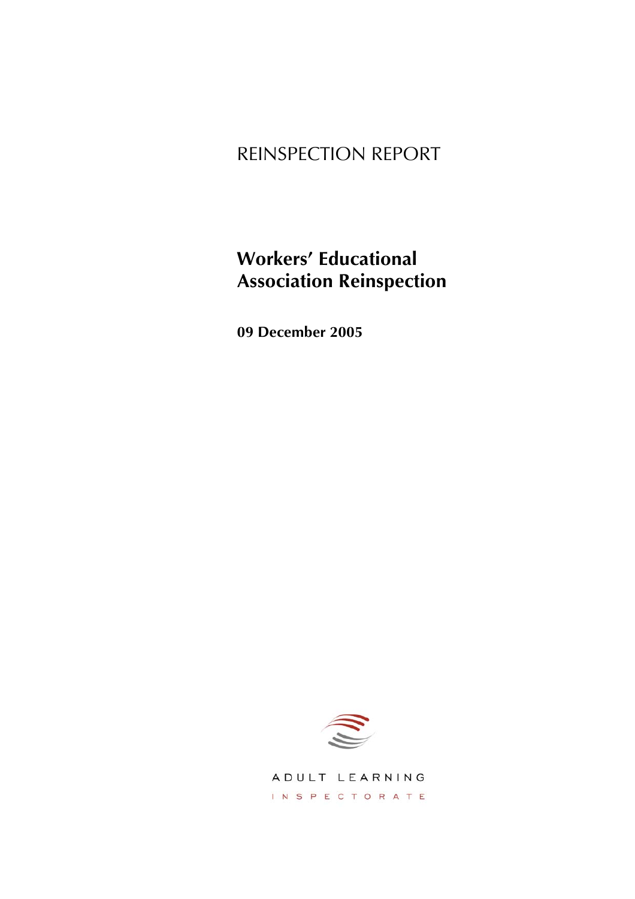REINSPECTION REPORT

# Workers' Educational Association Reinspection

**09 December 2005**

ADULT LEARNING

INSPECTORATE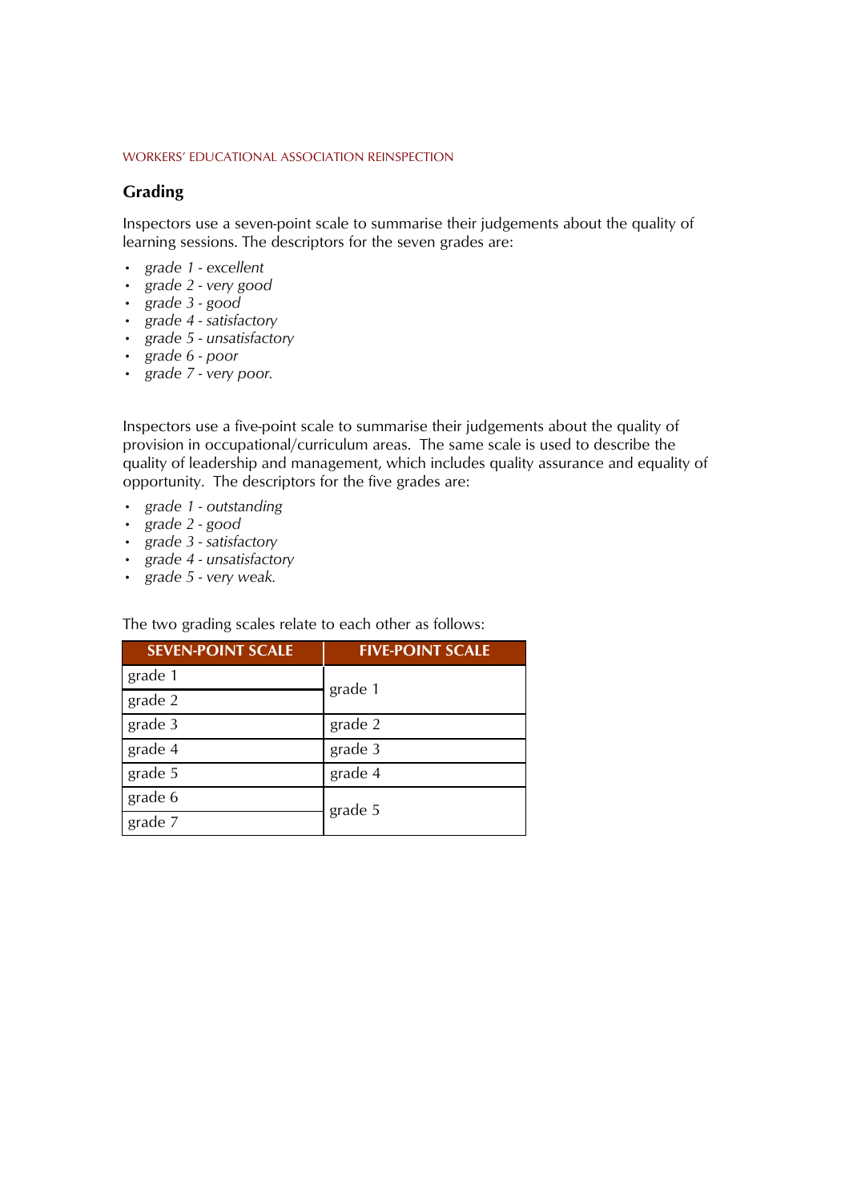## Grading

Inspectors use a seven-point scale to summarise their judgements about the quality of learning sessions. The descriptors for the seven grades are:

- *grade 1 - excellent*
- *grade 2 - very good*
- *grade 3 - good*
- *grade 4 - satisfactory*
- *grade 5 - unsatisfactory*
- *grade 6 - poor*
- *grade 7 - very poor.*

Inspectors use a five-point scale to summarise their judgements about the quality of provision in occupational/curriculum areas. The same scale is used to describe the quality of leadership and management, which includes quality assurance and equality of opportunity. The descriptors for the five grades are:

- *grade 1 - outstanding*
- *grade 2 - good*
- *grade 3 - satisfactory*
- *grade 4 - unsatisfactory*
- *grade 5 - very weak.*

The two grading scales relate to each other as follows:

| SEVEN-POINT SCALE | FIVE-POINT SCALE |
|---|---|
| grade 1 | grade 1 |
| grade 2 | |
| grade 3 | grade 2 |
| grade 4 | grade 3 |
| grade 5 | grade 4 |
| grade 6 | grade 5 |
| grade 7 | |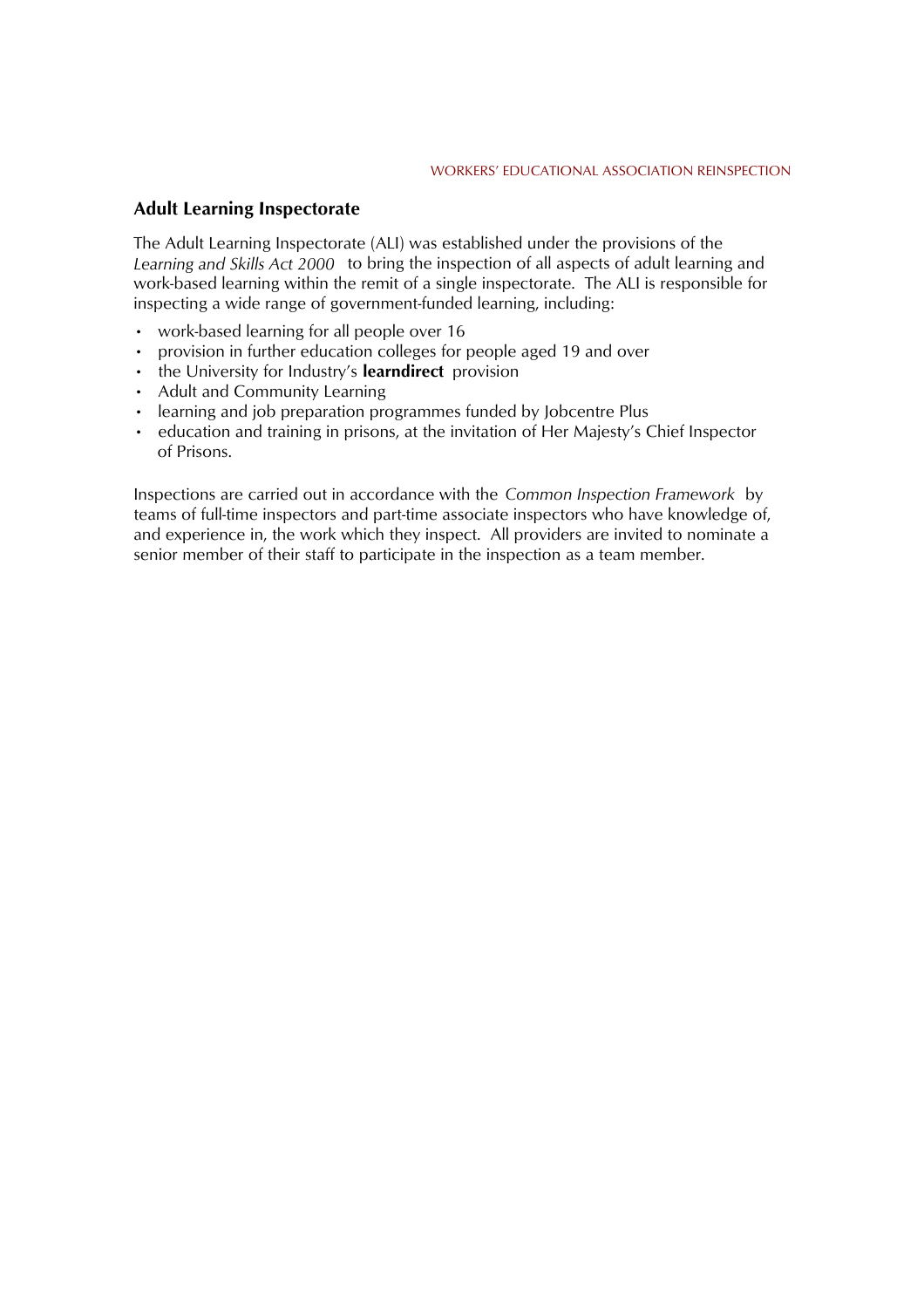## Adult Learning Inspectorate

The Adult Learning Inspectorate (ALI) was established under the provisions of the *Learning and Skills Act 2000* to bring the inspection of all aspects of adult learning and work-based learning within the remit of a single inspectorate. The ALI is responsible for inspecting a wide range of government-funded learning, including:

- work-based learning for all people over 16
- provision in further education colleges for people aged 19 and over
- the University for Industry's **learndirect** provision
- Adult and Community Learning
- learning and job preparation programmes funded by Jobcentre Plus
- education and training in prisons, at the invitation of Her Majesty's Chief Inspector of Prisons.

Inspections are carried out in accordance with the *Common Inspection Framework* by teams of full-time inspectors and part-time associate inspectors who have knowledge of, and experience in, the work which they inspect. All providers are invited to nominate a senior member of their staff to participate in the inspection as a team member.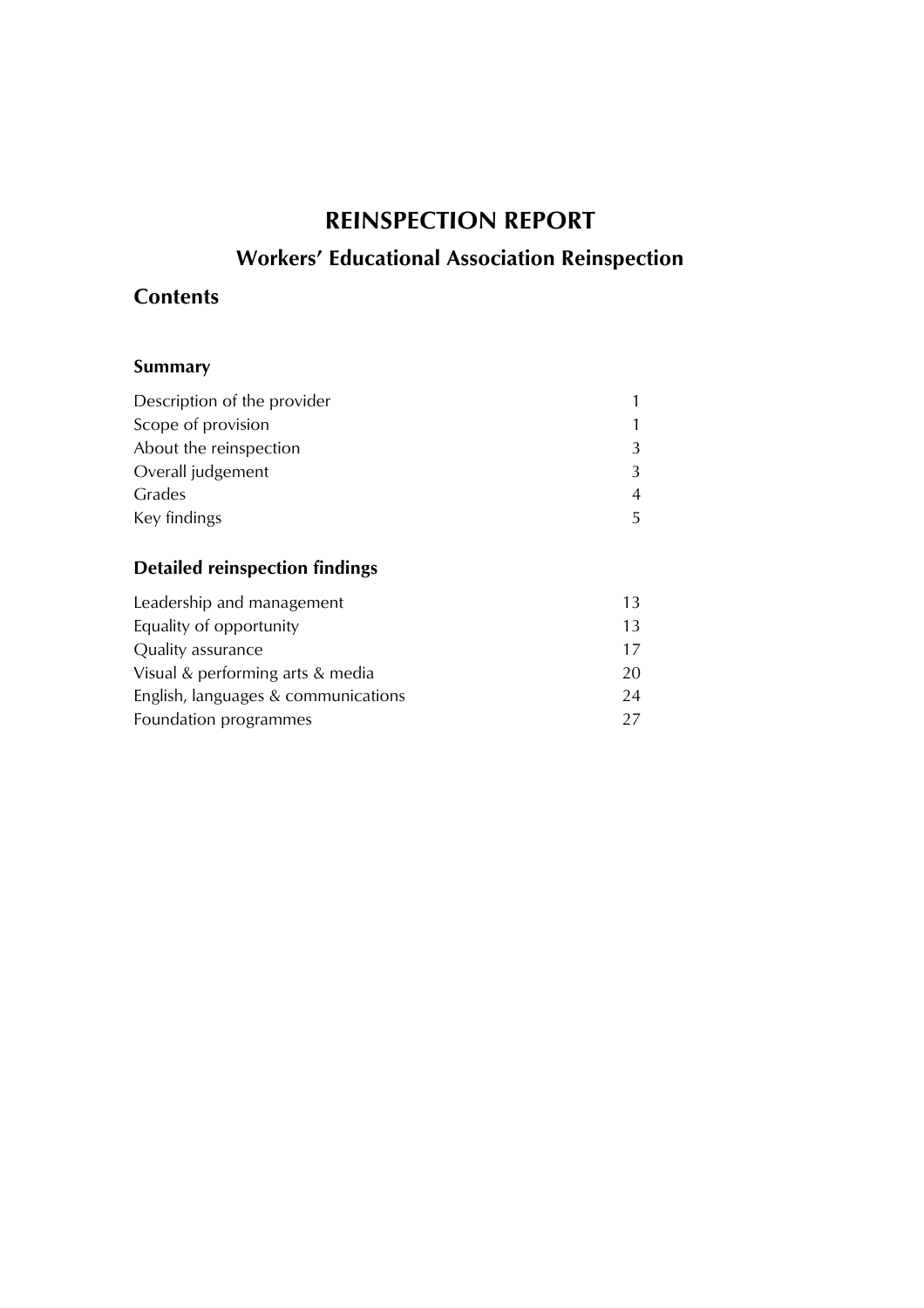# REINSPECTION REPORT

## Workers' Educational Association Reinspection

## Contents

### Summary

| | |
|---|---|
| Description of the provider | 1 |
| Scope of provision | 1 |
| About the reinspection | 3 |
| Overall judgement | 3 |
| Grades | 4 |
| Key findings | 5 |

### Detailed reinspection findings

| | |
|---|---|
| Leadership and management | 13 |
| Equality of opportunity | 13 |
| Quality assurance | 17 |
| Visual & performing arts & media | 20 |
| English, languages & communications | 24 |
| Foundation programmes | 27 |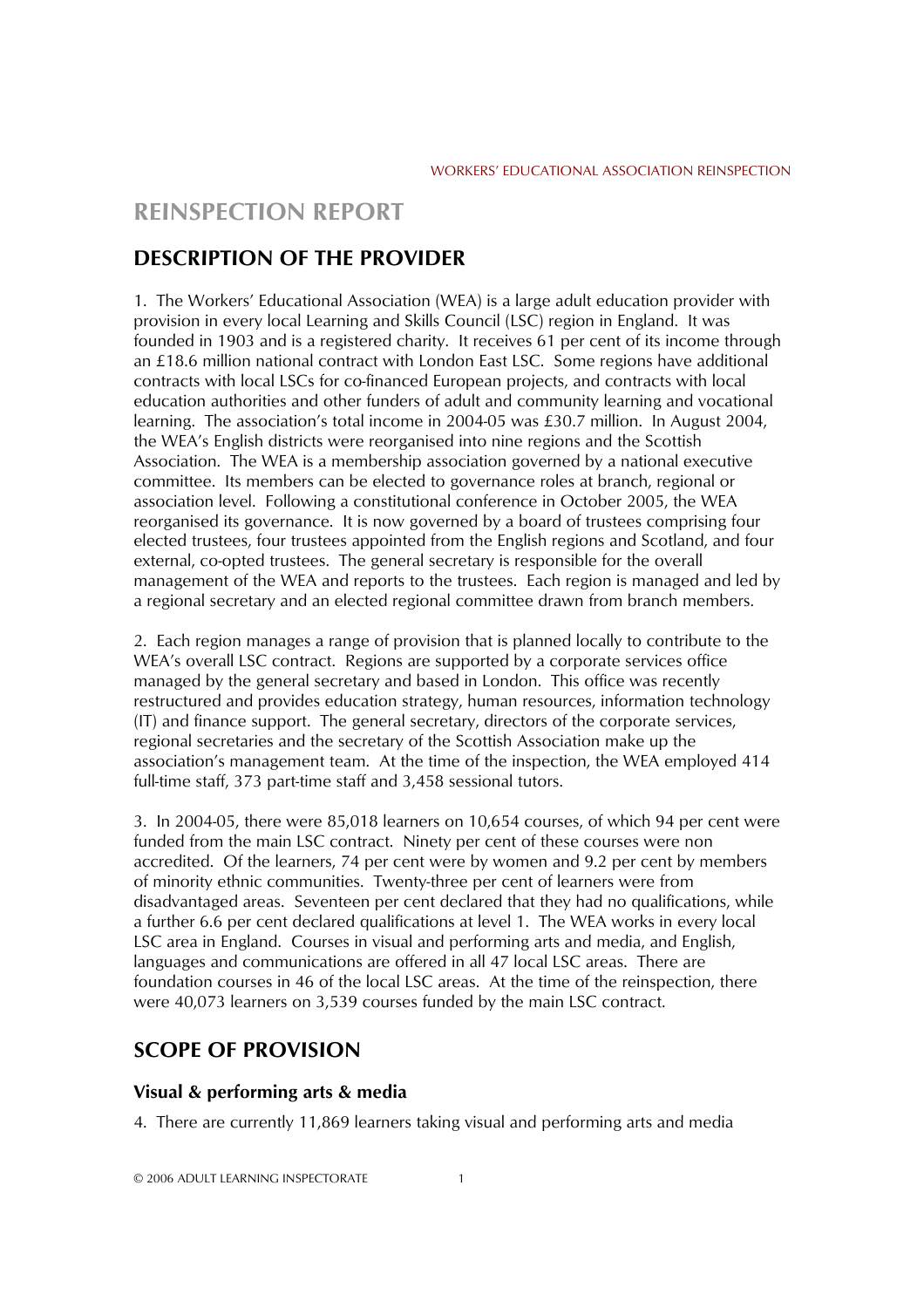# REINSPECTION REPORT

## DESCRIPTION OF THE PROVIDER

1. The Workers' Educational Association (WEA) is a large adult education provider with provision in every local Learning and Skills Council (LSC) region in England. It was founded in 1903 and is a registered charity. It receives 61 per cent of its income through an £18.6 million national contract with London East LSC. Some regions have additional contracts with local LSCs for co-financed European projects, and contracts with local education authorities and other funders of adult and community learning and vocational learning. The association's total income in 2004-05 was £30.7 million. In August 2004, the WEA's English districts were reorganised into nine regions and the Scottish Association. The WEA is a membership association governed by a national executive committee. Its members can be elected to governance roles at branch, regional or association level. Following a constitutional conference in October 2005, the WEA reorganised its governance. It is now governed by a board of trustees comprising four elected trustees, four trustees appointed from the English regions and Scotland, and four external, co-opted trustees. The general secretary is responsible for the overall management of the WEA and reports to the trustees. Each region is managed and led by a regional secretary and an elected regional committee drawn from branch members.

2. Each region manages a range of provision that is planned locally to contribute to the WEA's overall LSC contract. Regions are supported by a corporate services office managed by the general secretary and based in London. This office was recently restructured and provides education strategy, human resources, information technology (IT) and finance support. The general secretary, directors of the corporate services, regional secretaries and the secretary of the Scottish Association make up the association's management team. At the time of the inspection, the WEA employed 414 full-time staff, 373 part-time staff and 3,458 sessional tutors.

3. In 2004-05, there were 85,018 learners on 10,654 courses, of which 94 per cent were funded from the main LSC contract. Ninety per cent of these courses were non accredited. Of the learners, 74 per cent were by women and 9.2 per cent by members of minority ethnic communities. Twenty-three per cent of learners were from disadvantaged areas. Seventeen per cent declared that they had no qualifications, while a further 6.6 per cent declared qualifications at level 1. The WEA works in every local LSC area in England. Courses in visual and performing arts and media, and English, languages and communications are offered in all 47 local LSC areas. There are foundation courses in 46 of the local LSC areas. At the time of the reinspection, there were 40,073 learners on 3,539 courses funded by the main LSC contract.

## SCOPE OF PROVISION

### Visual & performing arts & media

4. There are currently 11,869 learners taking visual and performing arts and media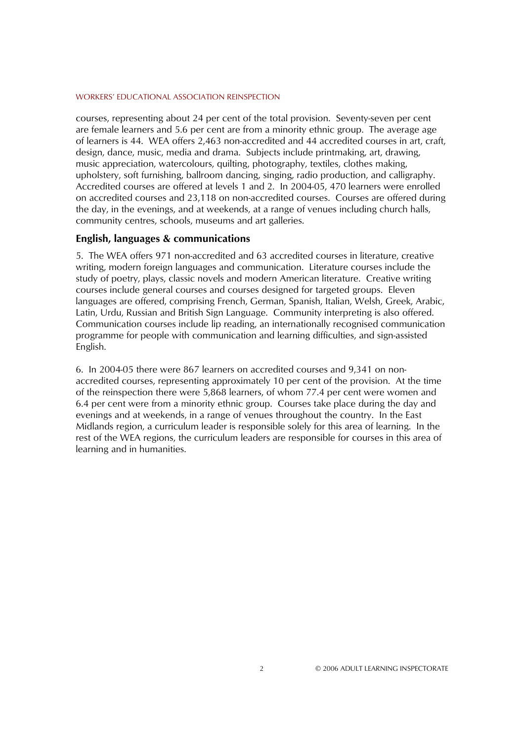courses, representing about 24 per cent of the total provision. Seventy-seven per cent are female learners and 5.6 per cent are from a minority ethnic group. The average age of learners is 44. WEA offers 2,463 non-accredited and 44 accredited courses in art, craft, design, dance, music, media and drama. Subjects include printmaking, art, drawing, music appreciation, watercolours, quilting, photography, textiles, clothes making, upholstery, soft furnishing, ballroom dancing, singing, radio production, and calligraphy. Accredited courses are offered at levels 1 and 2. In 2004-05, 470 learners were enrolled on accredited courses and 23,118 on non-accredited courses. Courses are offered during the day, in the evenings, and at weekends, at a range of venues including church halls, community centres, schools, museums and art galleries.

### English, languages & communications

5. The WEA offers 971 non-accredited and 63 accredited courses in literature, creative writing, modern foreign languages and communication. Literature courses include the study of poetry, plays, classic novels and modern American literature. Creative writing courses include general courses and courses designed for targeted groups. Eleven languages are offered, comprising French, German, Spanish, Italian, Welsh, Greek, Arabic, Latin, Urdu, Russian and British Sign Language. Community interpreting is also offered. Communication courses include lip reading, an internationally recognised communication programme for people with communication and learning difficulties, and sign-assisted English.

6. In 2004-05 there were 867 learners on accredited courses and 9,341 on non-accredited courses, representing approximately 10 per cent of the provision. At the time of the reinspection there were 5,868 learners, of whom 77.4 per cent were women and 6.4 per cent were from a minority ethnic group. Courses take place during the day and evenings and at weekends, in a range of venues throughout the country. In the East Midlands region, a curriculum leader is responsible solely for this area of learning. In the rest of the WEA regions, the curriculum leaders are responsible for courses in this area of learning and in humanities.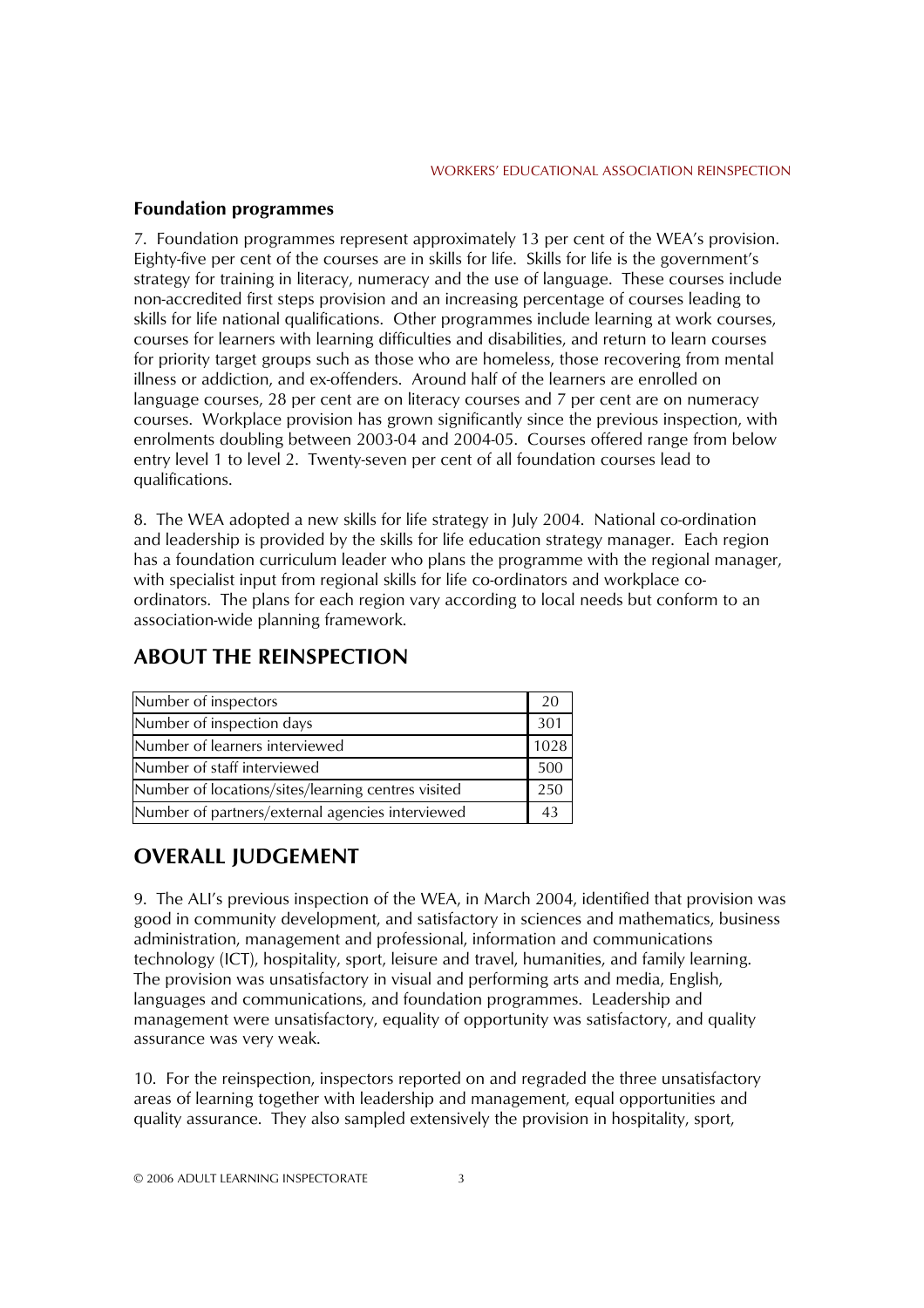### Foundation programmes

7. Foundation programmes represent approximately 13 per cent of the WEA's provision. Eighty-five per cent of the courses are in skills for life. Skills for life is the government's strategy for training in literacy, numeracy and the use of language. These courses include non-accredited first steps provision and an increasing percentage of courses leading to skills for life national qualifications. Other programmes include learning at work courses, courses for learners with learning difficulties and disabilities, and return to learn courses for priority target groups such as those who are homeless, those recovering from mental illness or addiction, and ex-offenders. Around half of the learners are enrolled on language courses, 28 per cent are on literacy courses and 7 per cent are on numeracy courses. Workplace provision has grown significantly since the previous inspection, with enrolments doubling between 2003-04 and 2004-05. Courses offered range from below entry level 1 to level 2. Twenty-seven per cent of all foundation courses lead to qualifications.

8. The WEA adopted a new skills for life strategy in July 2004. National co-ordination and leadership is provided by the skills for life education strategy manager. Each region has a foundation curriculum leader who plans the programme with the regional manager, with specialist input from regional skills for life co-ordinators and workplace co-ordinators. The plans for each region vary according to local needs but conform to an association-wide planning framework.

## ABOUT THE REINSPECTION

| | |
|---|---|
| Number of inspectors | 20 |
| Number of inspection days | 301 |
| Number of learners interviewed | 1028 |
| Number of staff interviewed | 500 |
| Number of locations/sites/learning centres visited | 250 |
| Number of partners/external agencies interviewed | 43 |

## OVERALL JUDGEMENT

9. The ALI's previous inspection of the WEA, in March 2004, identified that provision was good in community development, and satisfactory in sciences and mathematics, business administration, management and professional, information and communications technology (ICT), hospitality, sport, leisure and travel, humanities, and family learning. The provision was unsatisfactory in visual and performing arts and media, English, languages and communications, and foundation programmes. Leadership and management were unsatisfactory, equality of opportunity was satisfactory, and quality assurance was very weak.

10. For the reinspection, inspectors reported on and regraded the three unsatisfactory areas of learning together with leadership and management, equal opportunities and quality assurance. They also sampled extensively the provision in hospitality, sport,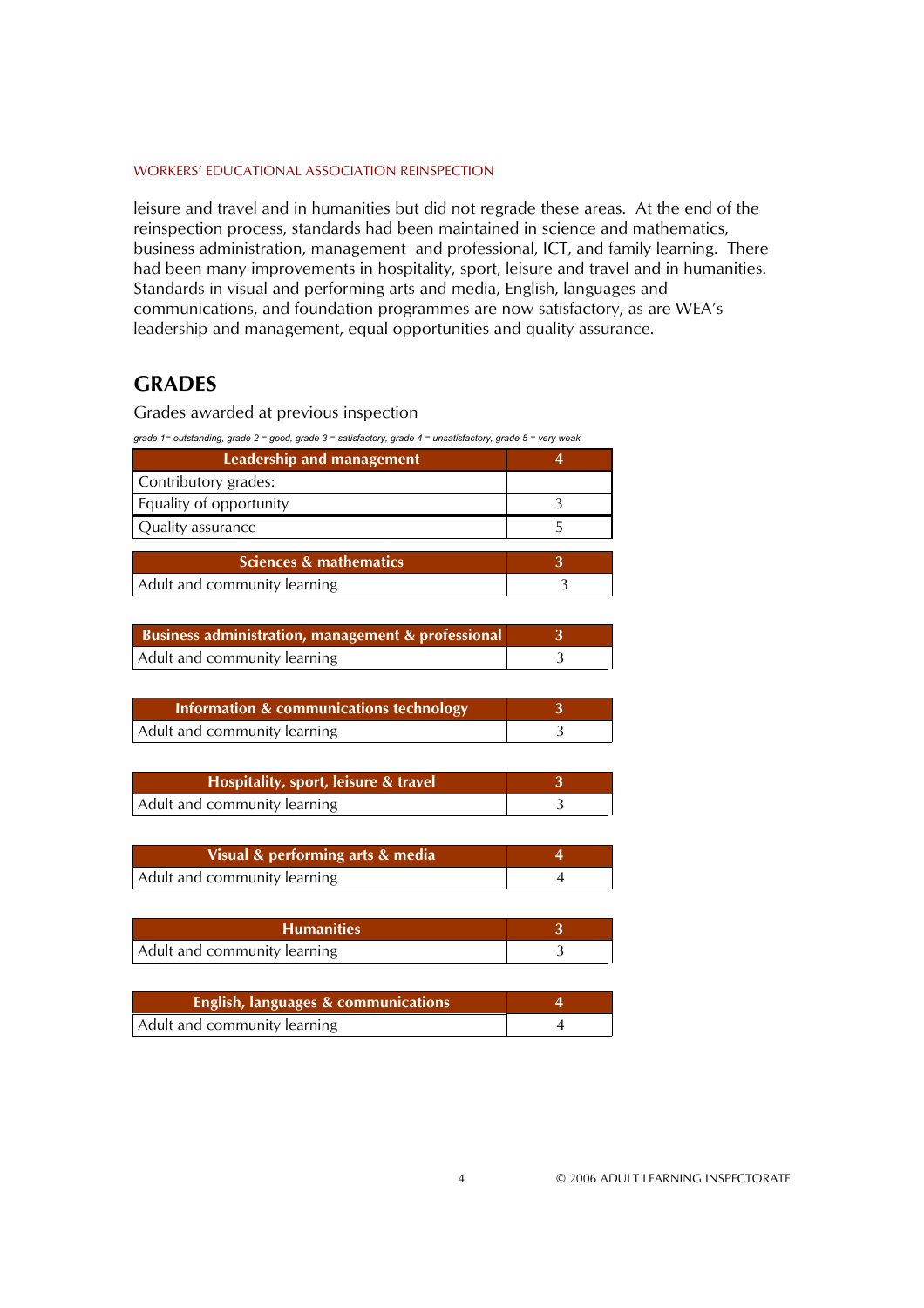leisure and travel and in humanities but did not regrade these areas. At the end of the reinspection process, standards had been maintained in science and mathematics, business administration, management and professional, ICT, and family learning. There had been many improvements in hospitality, sport, leisure and travel and in humanities. Standards in visual and performing arts and media, English, languages and communications, and foundation programmes are now satisfactory, as are WEA's leadership and management, equal opportunities and quality assurance.

## GRADES

Grades awarded at previous inspection

*grade 1= outstanding, grade 2 = good, grade 3 = satisfactory, grade 4 = unsatisfactory, grade 5 = very weak*

| Leadership and management | 4 |
|---|---|
| Contributory grades: | |
| Equality of opportunity | 3 |
| Quality assurance | 5 |

| Sciences & mathematics | 3 |
|---|---|
| Adult and community learning | 3 |

| Business administration, management & professional | 3 |
|---|---|
| Adult and community learning | 3 |

| Information & communications technology | 3 |
|---|---|
| Adult and community learning | 3 |

| Hospitality, sport, leisure & travel | 3 |
|---|---|
| Adult and community learning | 3 |

| Visual & performing arts & media | 4 |
|---|---|
| Adult and community learning | 4 |

| Humanities | 3 |
|---|---|
| Adult and community learning | 3 |

| English, languages & communications | 4 |
|---|---|
| Adult and community learning | 4 |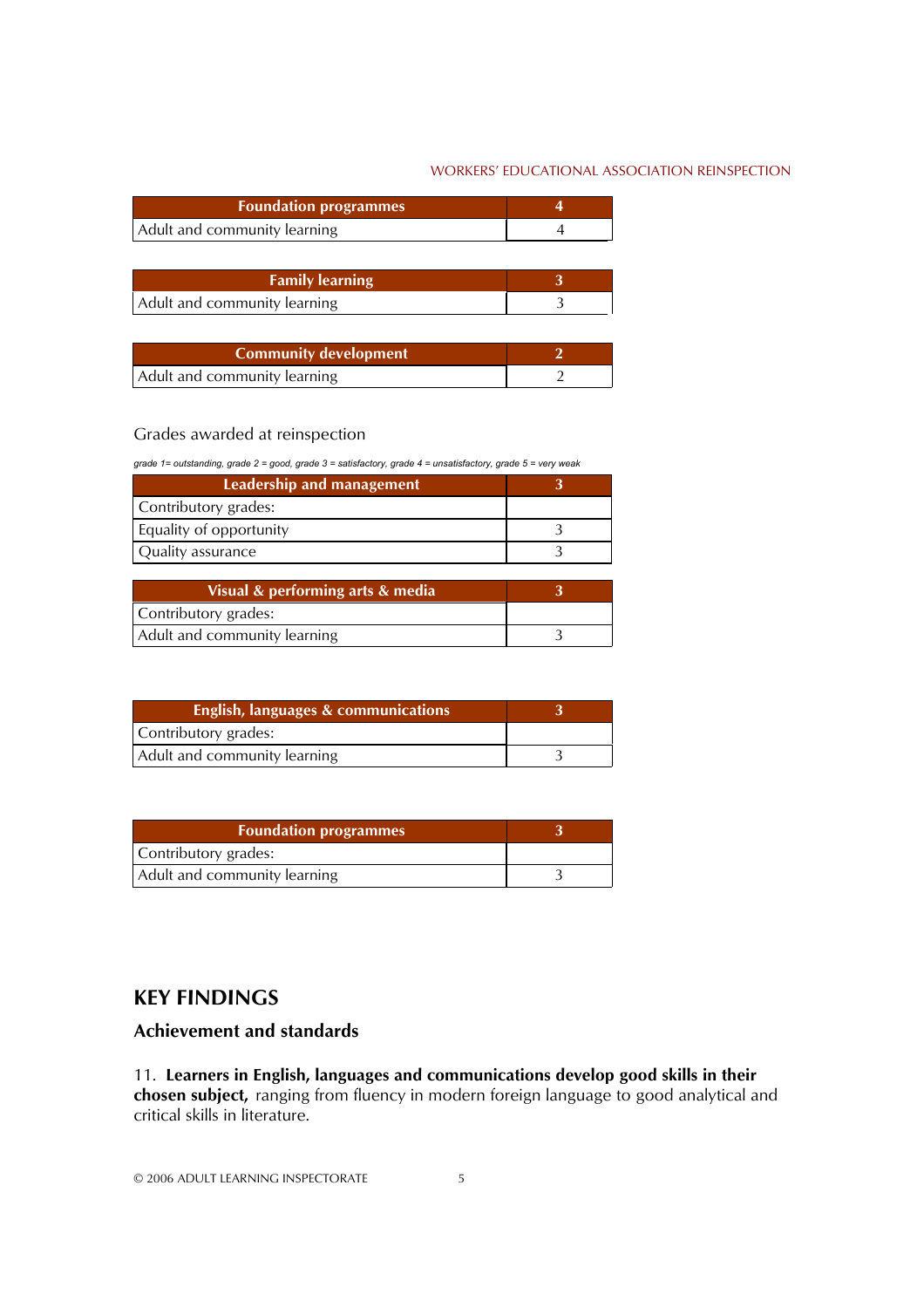| Foundation programmes | 4 |
| --- | --- |
| Adult and community learning | 4 |

| Family learning | 3 |
| --- | --- |
| Adult and community learning | 3 |

| Community development | 2 |
| --- | --- |
| Adult and community learning | 2 |

Grades awarded at reinspection

*grade 1= outstanding, grade 2 = good, grade 3 = satisfactory, grade 4 = unsatisfactory, grade 5 = very weak*

| Leadership and management | 3 |
| --- | --- |
| Contributory grades: | |
| Equality of opportunity | 3 |
| Quality assurance | 3 |

| Visual & performing arts & media | 3 |
| --- | --- |
| Contributory grades: | |
| Adult and community learning | 3 |

| English, languages & communications | 3 |
| --- | --- |
| Contributory grades: | |
| Adult and community learning | 3 |

| Foundation programmes | 3 |
| --- | --- |
| Contributory grades: | |
| Adult and community learning | 3 |

## KEY FINDINGS

### Achievement and standards

11. **Learners in English, languages and communications develop good skills in their chosen subject,** ranging from fluency in modern foreign language to good analytical and critical skills in literature.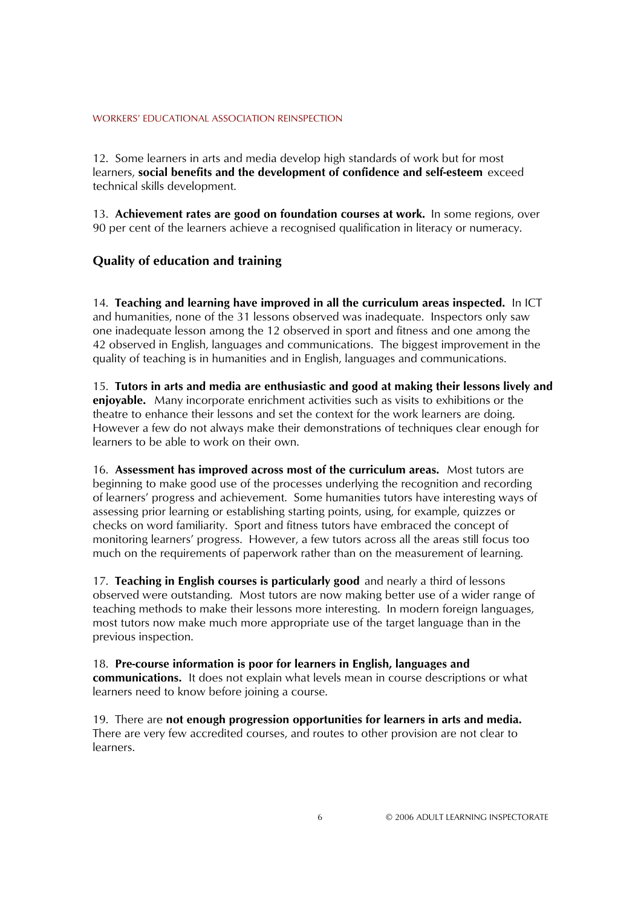12. Some learners in arts and media develop high standards of work but for most learners, **social benefits and the development of confidence and self-esteem** exceed technical skills development.

13. **Achievement rates are good on foundation courses at work.** In some regions, over 90 per cent of the learners achieve a recognised qualification in literacy or numeracy.

## Quality of education and training

14. **Teaching and learning have improved in all the curriculum areas inspected.** In ICT and humanities, none of the 31 lessons observed was inadequate. Inspectors only saw one inadequate lesson among the 12 observed in sport and fitness and one among the 42 observed in English, languages and communications. The biggest improvement in the quality of teaching is in humanities and in English, languages and communications.

15. **Tutors in arts and media are enthusiastic and good at making their lessons lively and enjoyable.** Many incorporate enrichment activities such as visits to exhibitions or the theatre to enhance their lessons and set the context for the work learners are doing. However a few do not always make their demonstrations of techniques clear enough for learners to be able to work on their own.

16. **Assessment has improved across most of the curriculum areas.** Most tutors are beginning to make good use of the processes underlying the recognition and recording of learners' progress and achievement. Some humanities tutors have interesting ways of assessing prior learning or establishing starting points, using, for example, quizzes or checks on word familiarity. Sport and fitness tutors have embraced the concept of monitoring learners' progress. However, a few tutors across all the areas still focus too much on the requirements of paperwork rather than on the measurement of learning.

17. **Teaching in English courses is particularly good** and nearly a third of lessons observed were outstanding. Most tutors are now making better use of a wider range of teaching methods to make their lessons more interesting. In modern foreign languages, most tutors now make much more appropriate use of the target language than in the previous inspection.

18. **Pre-course information is poor for learners in English, languages and communications.** It does not explain what levels mean in course descriptions or what learners need to know before joining a course.

19. There are **not enough progression opportunities for learners in arts and media.** There are very few accredited courses, and routes to other provision are not clear to learners.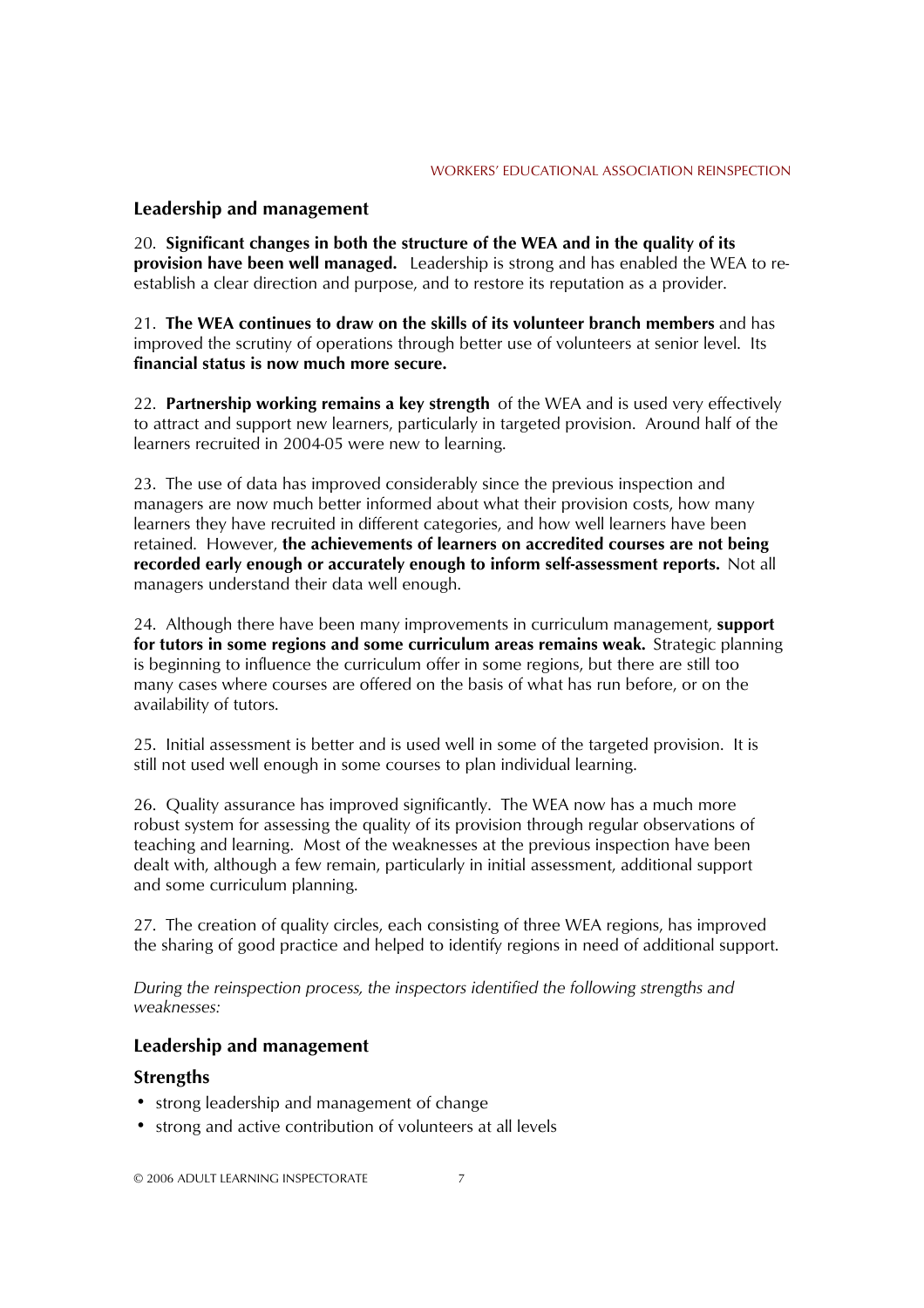## Leadership and management

20. **Significant changes in both the structure of the WEA and in the quality of its provision have been well managed.** Leadership is strong and has enabled the WEA to re-establish a clear direction and purpose, and to restore its reputation as a provider.

21. **The WEA continues to draw on the skills of its volunteer branch members** and has improved the scrutiny of operations through better use of volunteers at senior level. Its **financial status is now much more secure.**

22. **Partnership working remains a key strength** of the WEA and is used very effectively to attract and support new learners, particularly in targeted provision. Around half of the learners recruited in 2004-05 were new to learning.

23. The use of data has improved considerably since the previous inspection and managers are now much better informed about what their provision costs, how many learners they have recruited in different categories, and how well learners have been retained. However, **the achievements of learners on accredited courses are not being recorded early enough or accurately enough to inform self-assessment reports.** Not all managers understand their data well enough.

24. Although there have been many improvements in curriculum management, **support for tutors in some regions and some curriculum areas remains weak.** Strategic planning is beginning to influence the curriculum offer in some regions, but there are still too many cases where courses are offered on the basis of what has run before, or on the availability of tutors.

25. Initial assessment is better and is used well in some of the targeted provision. It is still not used well enough in some courses to plan individual learning.

26. Quality assurance has improved significantly. The WEA now has a much more robust system for assessing the quality of its provision through regular observations of teaching and learning. Most of the weaknesses at the previous inspection have been dealt with, although a few remain, particularly in initial assessment, additional support and some curriculum planning.

27. The creation of quality circles, each consisting of three WEA regions, has improved the sharing of good practice and helped to identify regions in need of additional support.

*During the reinspection process, the inspectors identified the following strengths and weaknesses:*

## Leadership and management

### Strengths

- strong leadership and management of change
- strong and active contribution of volunteers at all levels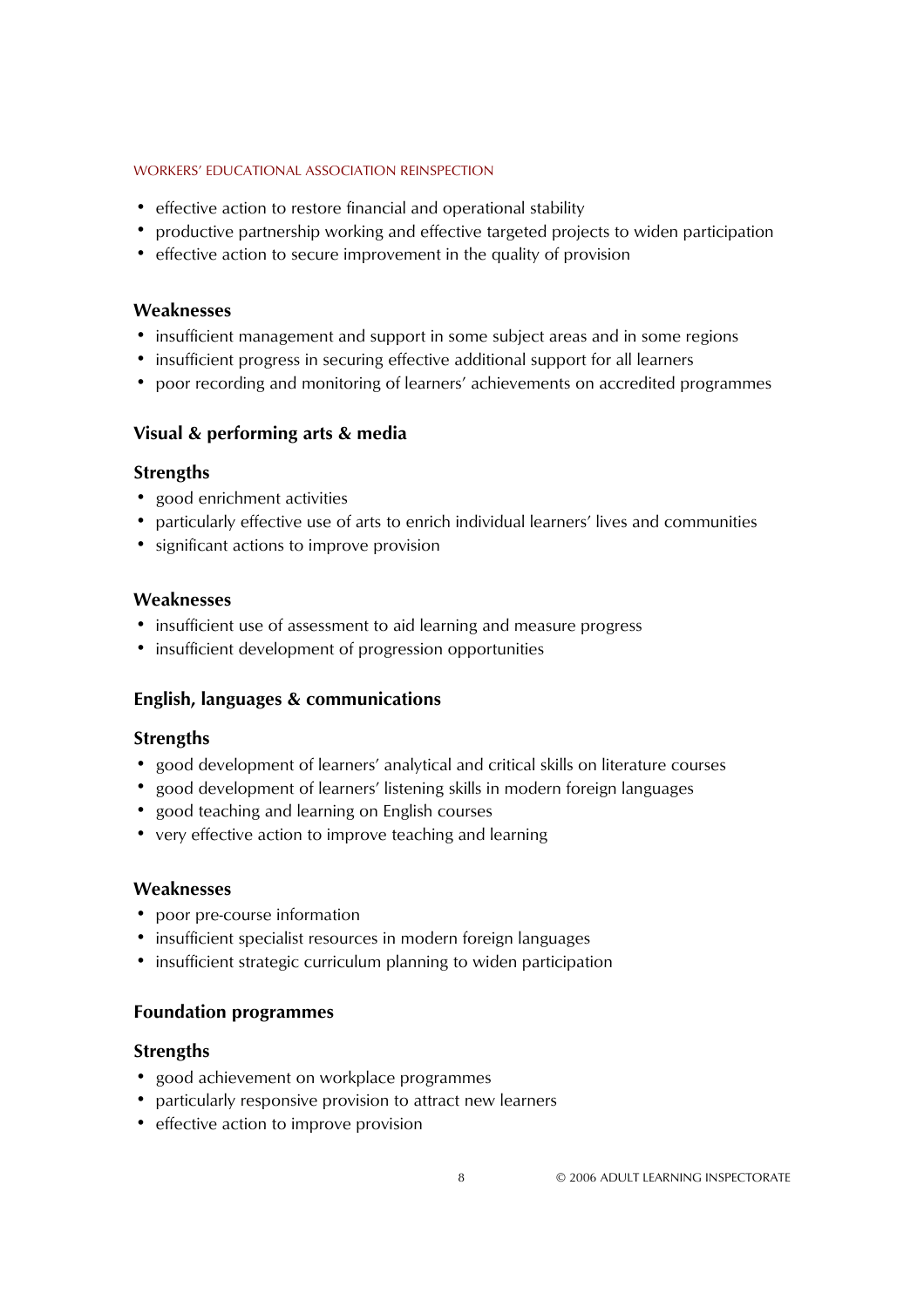- effective action to restore financial and operational stability
- productive partnership working and effective targeted projects to widen participation
- effective action to secure improvement in the quality of provision

### Weaknesses

- insufficient management and support in some subject areas and in some regions
- insufficient progress in securing effective additional support for all learners
- poor recording and monitoring of learners' achievements on accredited programmes

## Visual & performing arts & media

### Strengths

- good enrichment activities
- particularly effective use of arts to enrich individual learners' lives and communities
- significant actions to improve provision

### Weaknesses

- insufficient use of assessment to aid learning and measure progress
- insufficient development of progression opportunities

## English, languages & communications

### Strengths

- good development of learners' analytical and critical skills on literature courses
- good development of learners' listening skills in modern foreign languages
- good teaching and learning on English courses
- very effective action to improve teaching and learning

### Weaknesses

- poor pre-course information
- insufficient specialist resources in modern foreign languages
- insufficient strategic curriculum planning to widen participation

## Foundation programmes

### Strengths

- good achievement on workplace programmes
- particularly responsive provision to attract new learners
- effective action to improve provision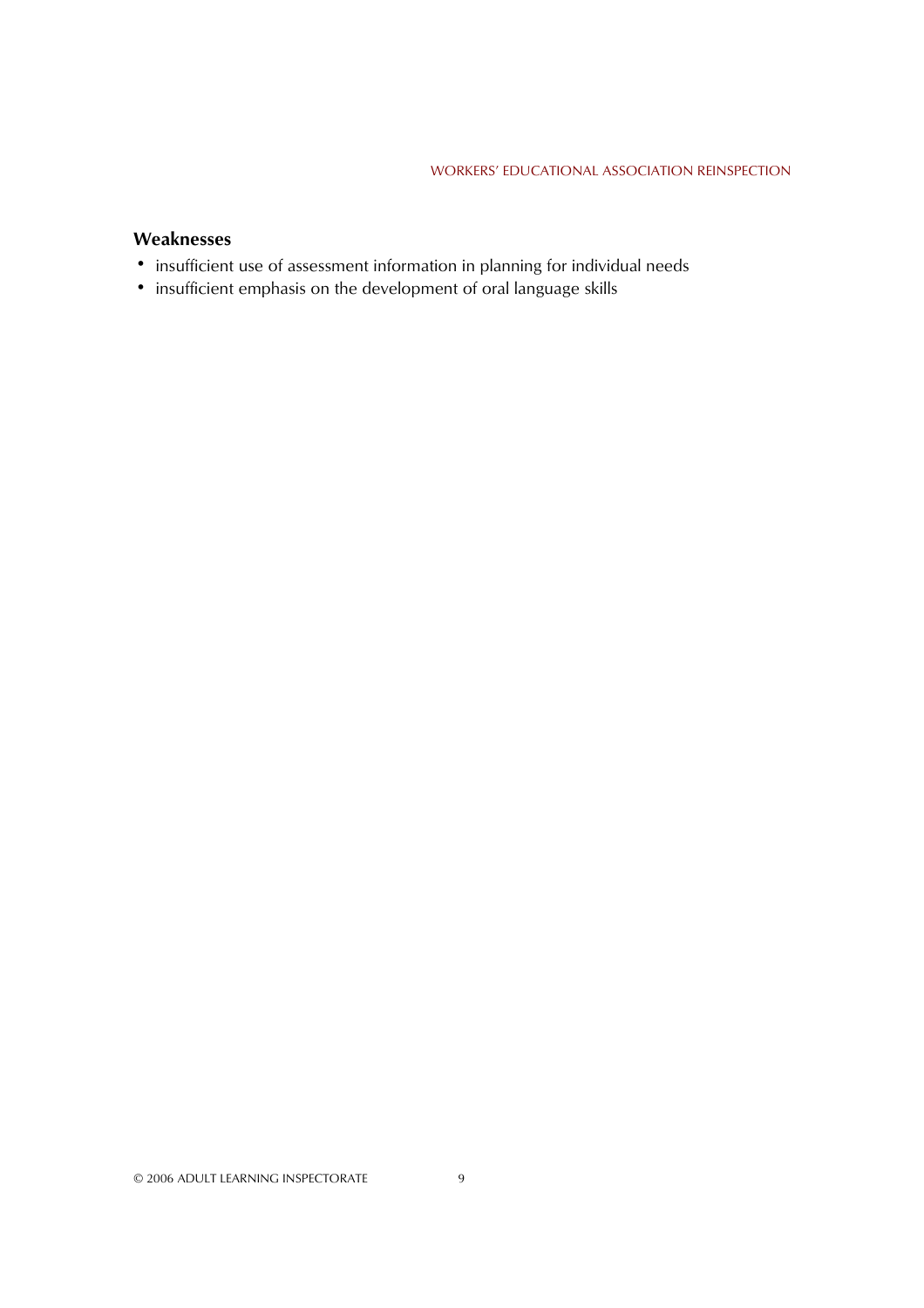### Weaknesses

- insufficient use of assessment information in planning for individual needs
- insufficient emphasis on the development of oral language skills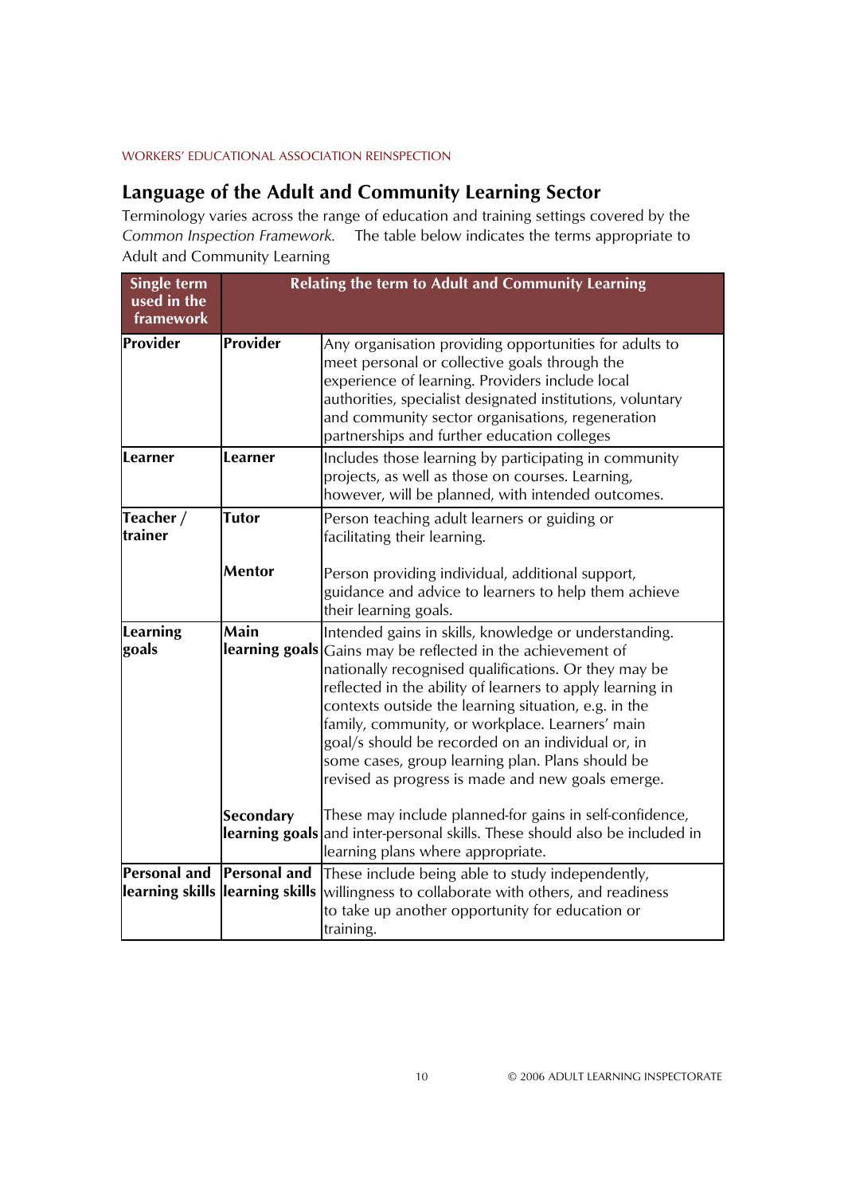## Language of the Adult and Community Learning Sector

Terminology varies across the range of education and training settings covered by the *Common Inspection Framework.* The table below indicates the terms appropriate to Adult and Community Learning

| Single term used in the framework | Relating the term to Adult and Community Learning | |
|---|---|---|
| **Provider** | **Provider** | Any organisation providing opportunities for adults to meet personal or collective goals through the experience of learning. Providers include local authorities, specialist designated institutions, voluntary and community sector organisations, regeneration partnerships and further education colleges |
| **Learner** | **Learner** | Includes those learning by participating in community projects, as well as those on courses. Learning, however, will be planned, with intended outcomes. |
| **Teacher / trainer** | **Tutor** | Person teaching adult learners or guiding or facilitating their learning. |
| | **Mentor** | Person providing individual, additional support, guidance and advice to learners to help them achieve their learning goals. |
| **Learning goals** | **Main learning goals** | Intended gains in skills, knowledge or understanding. Gains may be reflected in the achievement of nationally recognised qualifications. Or they may be reflected in the ability of learners to apply learning in contexts outside the learning situation, e.g. in the family, community, or workplace. Learners' main goal/s should be recorded on an individual or, in some cases, group learning plan. Plans should be revised as progress is made and new goals emerge. |
| | **Secondary learning goals** | These may include planned-for gains in self-confidence, and inter-personal skills. These should also be included in learning plans where appropriate. |
| **Personal and learning skills** | **Personal and learning skills** | These include being able to study independently, willingness to collaborate with others, and readiness to take up another opportunity for education or training. |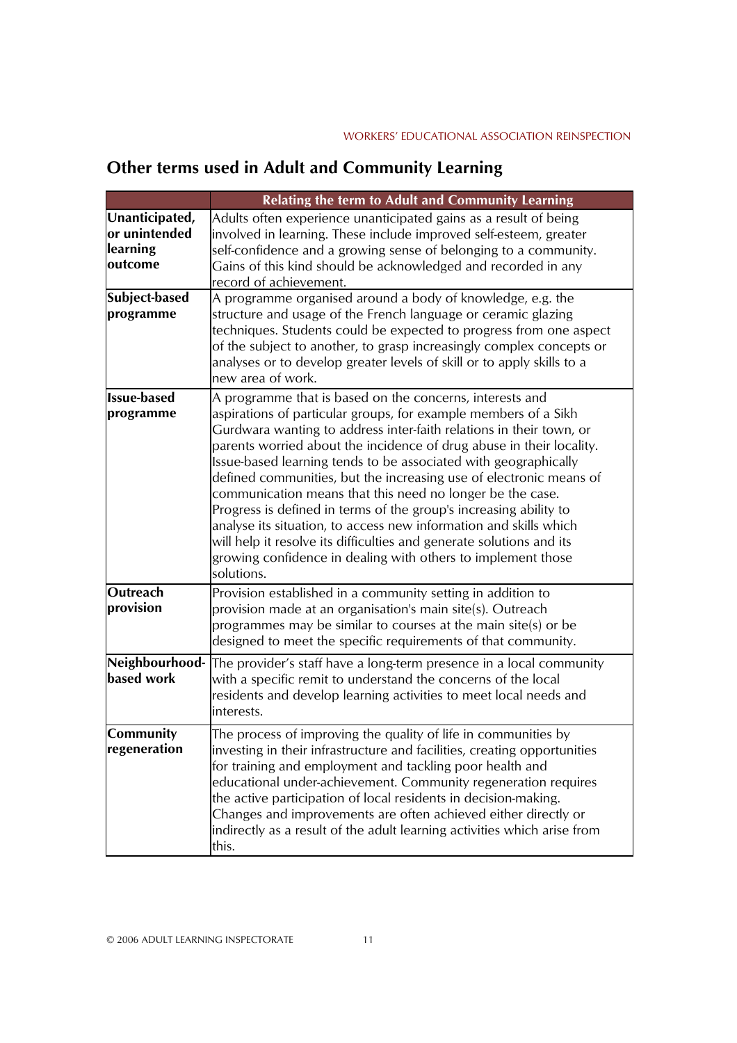## Other terms used in Adult and Community Learning

| | Relating the term to Adult and Community Learning |
|---|---|
| **Unanticipated, or unintended learning outcome** | Adults often experience unanticipated gains as a result of being involved in learning. These include improved self-esteem, greater self-confidence and a growing sense of belonging to a community. Gains of this kind should be acknowledged and recorded in any record of achievement. |
| **Subject-based programme** | A programme organised around a body of knowledge, e.g. the structure and usage of the French language or ceramic glazing techniques. Students could be expected to progress from one aspect of the subject to another, to grasp increasingly complex concepts or analyses or to develop greater levels of skill or to apply skills to a new area of work. |
| **Issue-based programme** | A programme that is based on the concerns, interests and aspirations of particular groups, for example members of a Sikh Gurdwara wanting to address inter-faith relations in their town, or parents worried about the incidence of drug abuse in their locality. Issue-based learning tends to be associated with geographically defined communities, but the increasing use of electronic means of communication means that this need no longer be the case. Progress is defined in terms of the group's increasing ability to analyse its situation, to access new information and skills which will help it resolve its difficulties and generate solutions and its growing confidence in dealing with others to implement those solutions. |
| **Outreach provision** | Provision established in a community setting in addition to provision made at an organisation's main site(s). Outreach programmes may be similar to courses at the main site(s) or be designed to meet the specific requirements of that community. |
| **Neighbourhood-based work** | The provider's staff have a long-term presence in a local community with a specific remit to understand the concerns of the local residents and develop learning activities to meet local needs and interests. |
| **Community regeneration** | The process of improving the quality of life in communities by investing in their infrastructure and facilities, creating opportunities for training and employment and tackling poor health and educational under-achievement. Community regeneration requires the active participation of local residents in decision-making. Changes and improvements are often achieved either directly or indirectly as a result of the adult learning activities which arise from this. |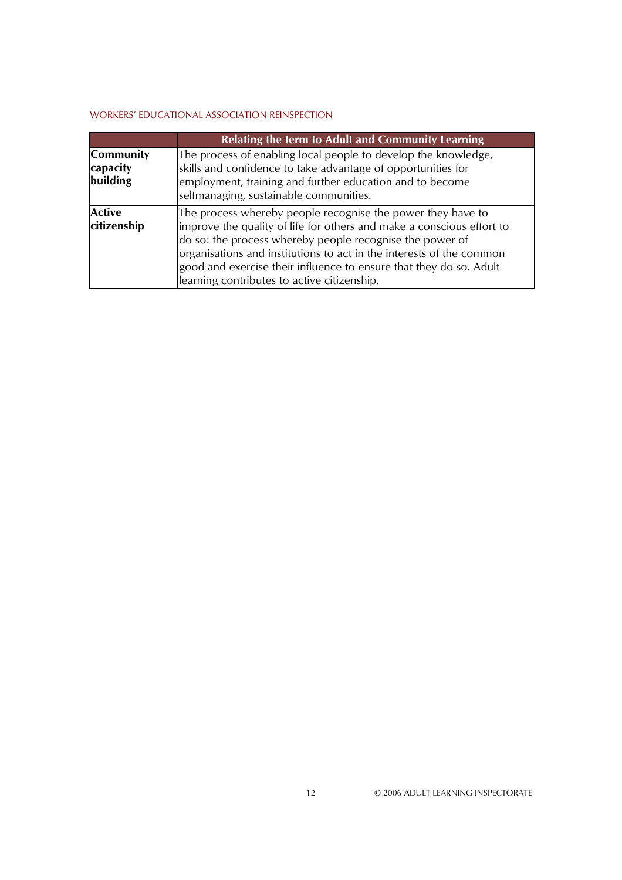| | Relating the term to Adult and Community Learning |
|---|---|
| **Community capacity building** | The process of enabling local people to develop the knowledge, skills and confidence to take advantage of opportunities for employment, training and further education and to become selfmanaging, sustainable communities. |
| **Active citizenship** | The process whereby people recognise the power they have to improve the quality of life for others and make a conscious effort to do so: the process whereby people recognise the power of organisations and institutions to act in the interests of the common good and exercise their influence to ensure that they do so. Adult learning contributes to active citizenship. |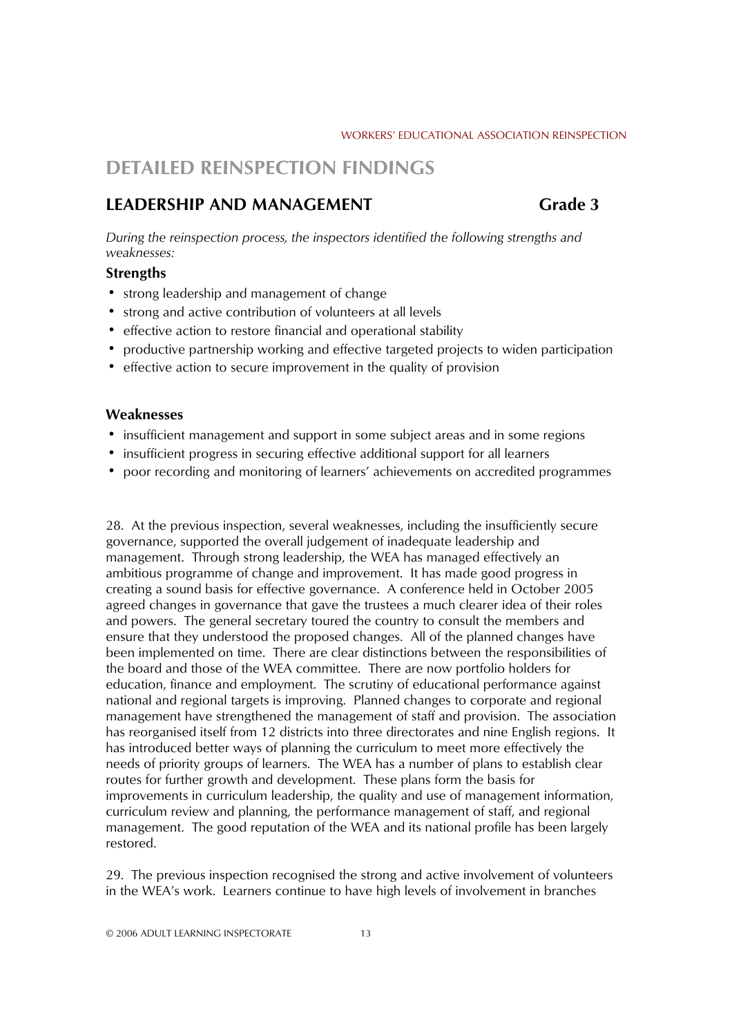## DETAILED REINSPECTION FINDINGS

### LEADERSHIP AND MANAGEMENT Grade 3

*During the reinspection process, the inspectors identified the following strengths and weaknesses:*

#### Strengths

- strong leadership and management of change
- strong and active contribution of volunteers at all levels
- effective action to restore financial and operational stability
- productive partnership working and effective targeted projects to widen participation
- effective action to secure improvement in the quality of provision

#### Weaknesses

- insufficient management and support in some subject areas and in some regions
- insufficient progress in securing effective additional support for all learners
- poor recording and monitoring of learners' achievements on accredited programmes

28. At the previous inspection, several weaknesses, including the insufficiently secure governance, supported the overall judgement of inadequate leadership and management. Through strong leadership, the WEA has managed effectively an ambitious programme of change and improvement. It has made good progress in creating a sound basis for effective governance. A conference held in October 2005 agreed changes in governance that gave the trustees a much clearer idea of their roles and powers. The general secretary toured the country to consult the members and ensure that they understood the proposed changes. All of the planned changes have been implemented on time. There are clear distinctions between the responsibilities of the board and those of the WEA committee. There are now portfolio holders for education, finance and employment. The scrutiny of educational performance against national and regional targets is improving. Planned changes to corporate and regional management have strengthened the management of staff and provision. The association has reorganised itself from 12 districts into three directorates and nine English regions. It has introduced better ways of planning the curriculum to meet more effectively the needs of priority groups of learners. The WEA has a number of plans to establish clear routes for further growth and development. These plans form the basis for improvements in curriculum leadership, the quality and use of management information, curriculum review and planning, the performance management of staff, and regional management. The good reputation of the WEA and its national profile has been largely restored.

29. The previous inspection recognised the strong and active involvement of volunteers in the WEA's work. Learners continue to have high levels of involvement in branches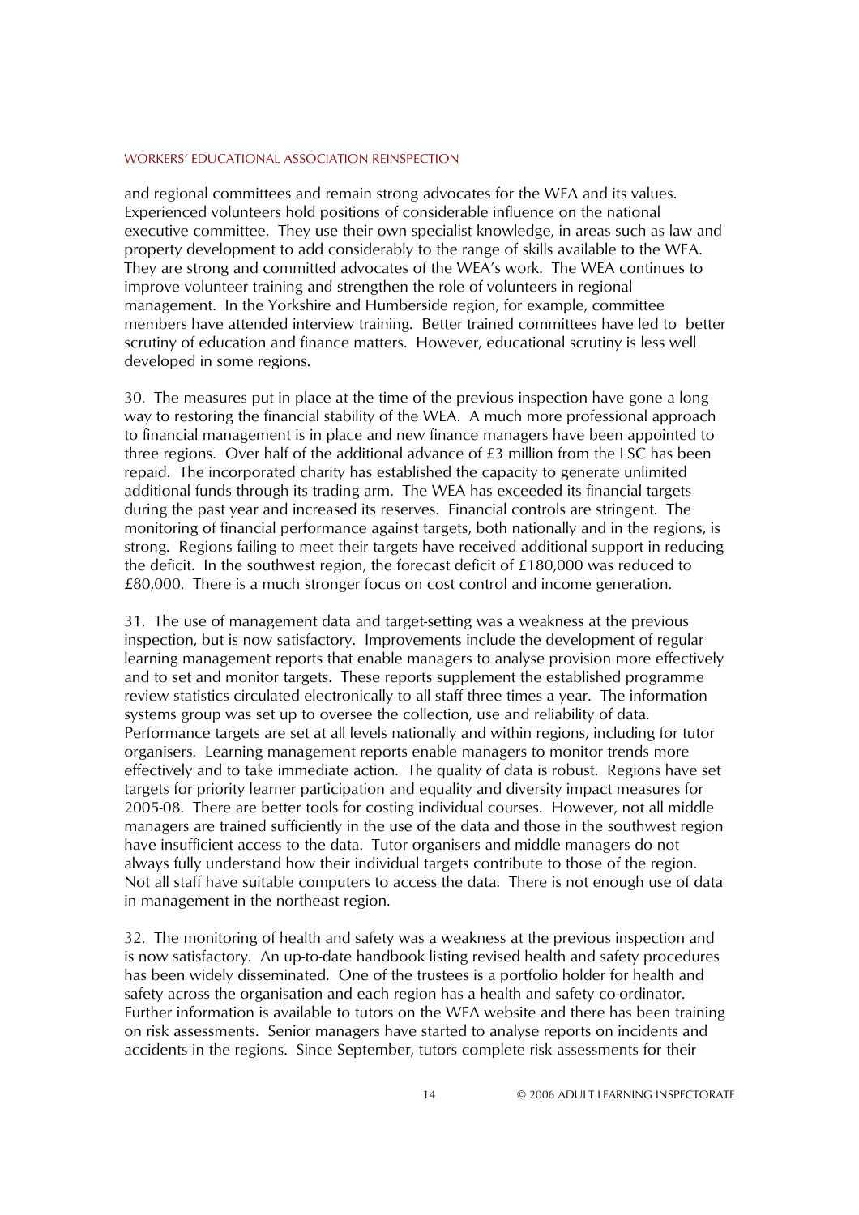and regional committees and remain strong advocates for the WEA and its values. Experienced volunteers hold positions of considerable influence on the national executive committee. They use their own specialist knowledge, in areas such as law and property development to add considerably to the range of skills available to the WEA. They are strong and committed advocates of the WEA's work. The WEA continues to improve volunteer training and strengthen the role of volunteers in regional management. In the Yorkshire and Humberside region, for example, committee members have attended interview training. Better trained committees have led to better scrutiny of education and finance matters. However, educational scrutiny is less well developed in some regions.

30. The measures put in place at the time of the previous inspection have gone a long way to restoring the financial stability of the WEA. A much more professional approach to financial management is in place and new finance managers have been appointed to three regions. Over half of the additional advance of £3 million from the LSC has been repaid. The incorporated charity has established the capacity to generate unlimited additional funds through its trading arm. The WEA has exceeded its financial targets during the past year and increased its reserves. Financial controls are stringent. The monitoring of financial performance against targets, both nationally and in the regions, is strong. Regions failing to meet their targets have received additional support in reducing the deficit. In the southwest region, the forecast deficit of £180,000 was reduced to £80,000. There is a much stronger focus on cost control and income generation.

31. The use of management data and target-setting was a weakness at the previous inspection, but is now satisfactory. Improvements include the development of regular learning management reports that enable managers to analyse provision more effectively and to set and monitor targets. These reports supplement the established programme review statistics circulated electronically to all staff three times a year. The information systems group was set up to oversee the collection, use and reliability of data. Performance targets are set at all levels nationally and within regions, including for tutor organisers. Learning management reports enable managers to monitor trends more effectively and to take immediate action. The quality of data is robust. Regions have set targets for priority learner participation and equality and diversity impact measures for 2005-08. There are better tools for costing individual courses. However, not all middle managers are trained sufficiently in the use of the data and those in the southwest region have insufficient access to the data. Tutor organisers and middle managers do not always fully understand how their individual targets contribute to those of the region. Not all staff have suitable computers to access the data. There is not enough use of data in management in the northeast region.

32. The monitoring of health and safety was a weakness at the previous inspection and is now satisfactory. An up-to-date handbook listing revised health and safety procedures has been widely disseminated. One of the trustees is a portfolio holder for health and safety across the organisation and each region has a health and safety co-ordinator. Further information is available to tutors on the WEA website and there has been training on risk assessments. Senior managers have started to analyse reports on incidents and accidents in the regions. Since September, tutors complete risk assessments for their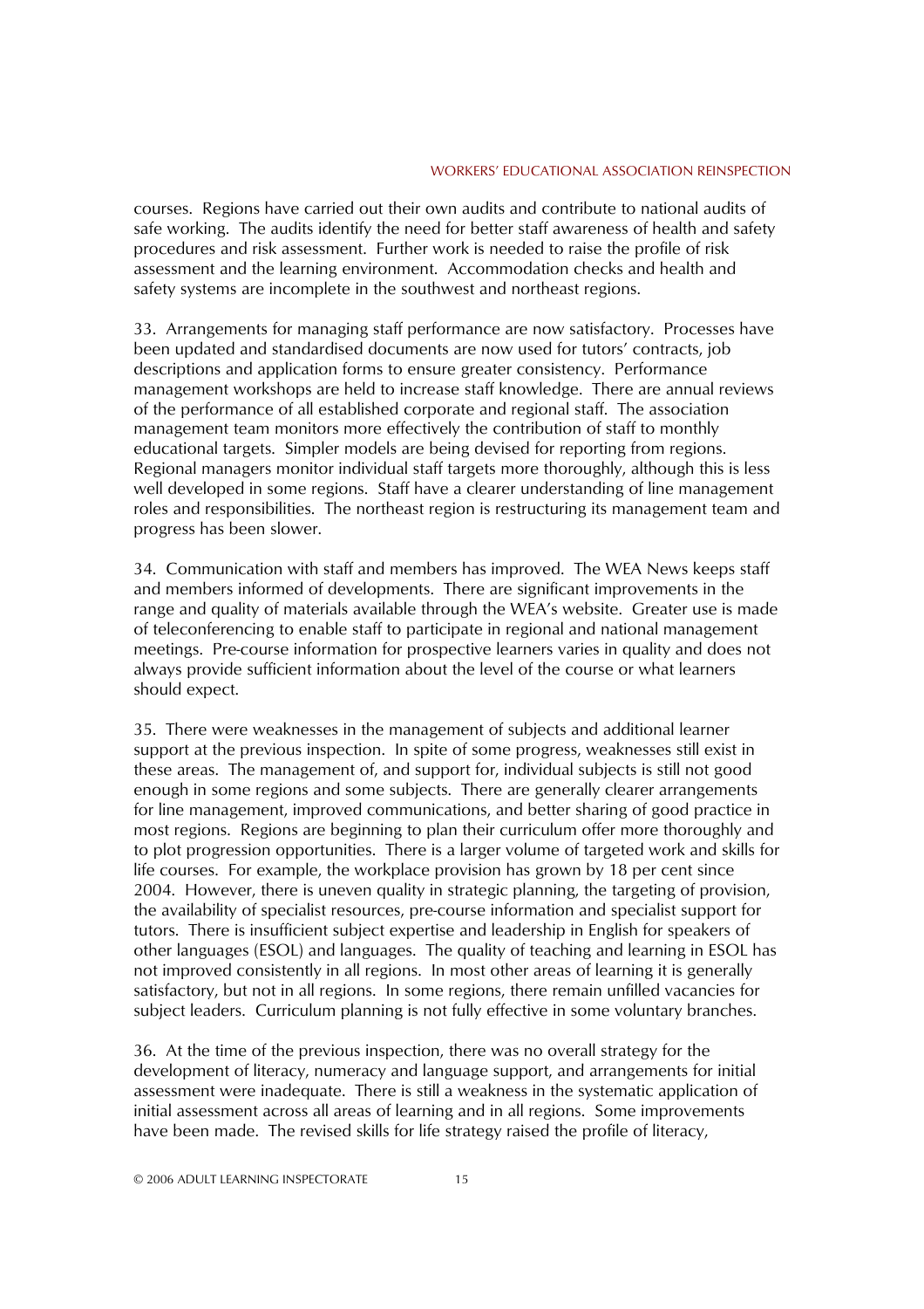courses. Regions have carried out their own audits and contribute to national audits of safe working. The audits identify the need for better staff awareness of health and safety procedures and risk assessment. Further work is needed to raise the profile of risk assessment and the learning environment. Accommodation checks and health and safety systems are incomplete in the southwest and northeast regions.

33. Arrangements for managing staff performance are now satisfactory. Processes have been updated and standardised documents are now used for tutors' contracts, job descriptions and application forms to ensure greater consistency. Performance management workshops are held to increase staff knowledge. There are annual reviews of the performance of all established corporate and regional staff. The association management team monitors more effectively the contribution of staff to monthly educational targets. Simpler models are being devised for reporting from regions. Regional managers monitor individual staff targets more thoroughly, although this is less well developed in some regions. Staff have a clearer understanding of line management roles and responsibilities. The northeast region is restructuring its management team and progress has been slower.

34. Communication with staff and members has improved. The WEA News keeps staff and members informed of developments. There are significant improvements in the range and quality of materials available through the WEA's website. Greater use is made of teleconferencing to enable staff to participate in regional and national management meetings. Pre-course information for prospective learners varies in quality and does not always provide sufficient information about the level of the course or what learners should expect.

35. There were weaknesses in the management of subjects and additional learner support at the previous inspection. In spite of some progress, weaknesses still exist in these areas. The management of, and support for, individual subjects is still not good enough in some regions and some subjects. There are generally clearer arrangements for line management, improved communications, and better sharing of good practice in most regions. Regions are beginning to plan their curriculum offer more thoroughly and to plot progression opportunities. There is a larger volume of targeted work and skills for life courses. For example, the workplace provision has grown by 18 per cent since 2004. However, there is uneven quality in strategic planning, the targeting of provision, the availability of specialist resources, pre-course information and specialist support for tutors. There is insufficient subject expertise and leadership in English for speakers of other languages (ESOL) and languages. The quality of teaching and learning in ESOL has not improved consistently in all regions. In most other areas of learning it is generally satisfactory, but not in all regions. In some regions, there remain unfilled vacancies for subject leaders. Curriculum planning is not fully effective in some voluntary branches.

36. At the time of the previous inspection, there was no overall strategy for the development of literacy, numeracy and language support, and arrangements for initial assessment were inadequate. There is still a weakness in the systematic application of initial assessment across all areas of learning and in all regions. Some improvements have been made. The revised skills for life strategy raised the profile of literacy,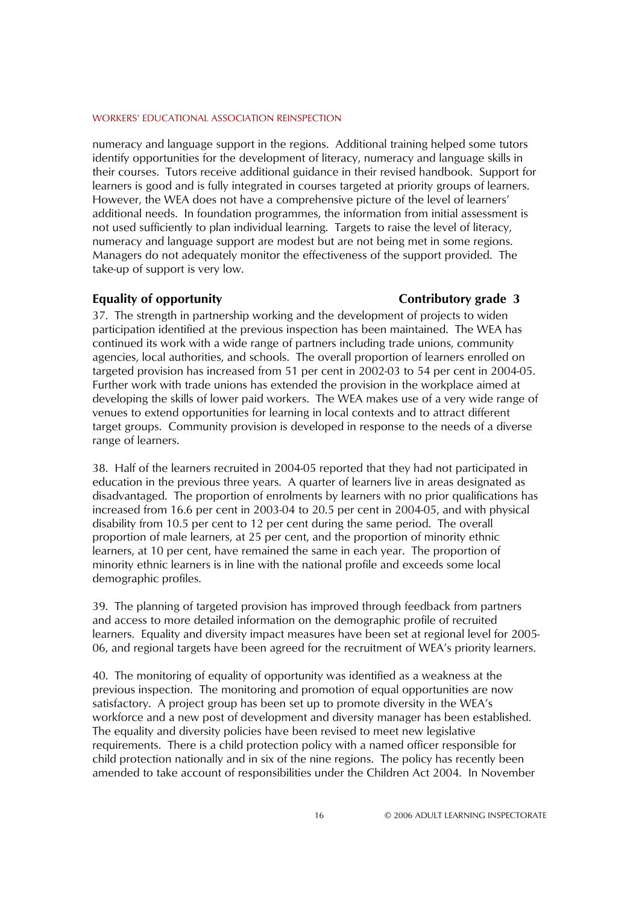numeracy and language support in the regions. Additional training helped some tutors identify opportunities for the development of literacy, numeracy and language skills in their courses. Tutors receive additional guidance in their revised handbook. Support for learners is good and is fully integrated in courses targeted at priority groups of learners. However, the WEA does not have a comprehensive picture of the level of learners' additional needs. In foundation programmes, the information from initial assessment is not used sufficiently to plan individual learning. Targets to raise the level of literacy, numeracy and language support are modest but are not being met in some regions. Managers do not adequately monitor the effectiveness of the support provided. The take-up of support is very low.

### Equality of opportunity — Contributory grade 3

37. The strength in partnership working and the development of projects to widen participation identified at the previous inspection has been maintained. The WEA has continued its work with a wide range of partners including trade unions, community agencies, local authorities, and schools. The overall proportion of learners enrolled on targeted provision has increased from 51 per cent in 2002-03 to 54 per cent in 2004-05. Further work with trade unions has extended the provision in the workplace aimed at developing the skills of lower paid workers. The WEA makes use of a very wide range of venues to extend opportunities for learning in local contexts and to attract different target groups. Community provision is developed in response to the needs of a diverse range of learners.

38. Half of the learners recruited in 2004-05 reported that they had not participated in education in the previous three years. A quarter of learners live in areas designated as disadvantaged. The proportion of enrolments by learners with no prior qualifications has increased from 16.6 per cent in 2003-04 to 20.5 per cent in 2004-05, and with physical disability from 10.5 per cent to 12 per cent during the same period. The overall proportion of male learners, at 25 per cent, and the proportion of minority ethnic learners, at 10 per cent, have remained the same in each year. The proportion of minority ethnic learners is in line with the national profile and exceeds some local demographic profiles.

39. The planning of targeted provision has improved through feedback from partners and access to more detailed information on the demographic profile of recruited learners. Equality and diversity impact measures have been set at regional level for 2005-06, and regional targets have been agreed for the recruitment of WEA's priority learners.

40. The monitoring of equality of opportunity was identified as a weakness at the previous inspection. The monitoring and promotion of equal opportunities are now satisfactory. A project group has been set up to promote diversity in the WEA's workforce and a new post of development and diversity manager has been established. The equality and diversity policies have been revised to meet new legislative requirements. There is a child protection policy with a named officer responsible for child protection nationally and in six of the nine regions. The policy has recently been amended to take account of responsibilities under the Children Act 2004. In November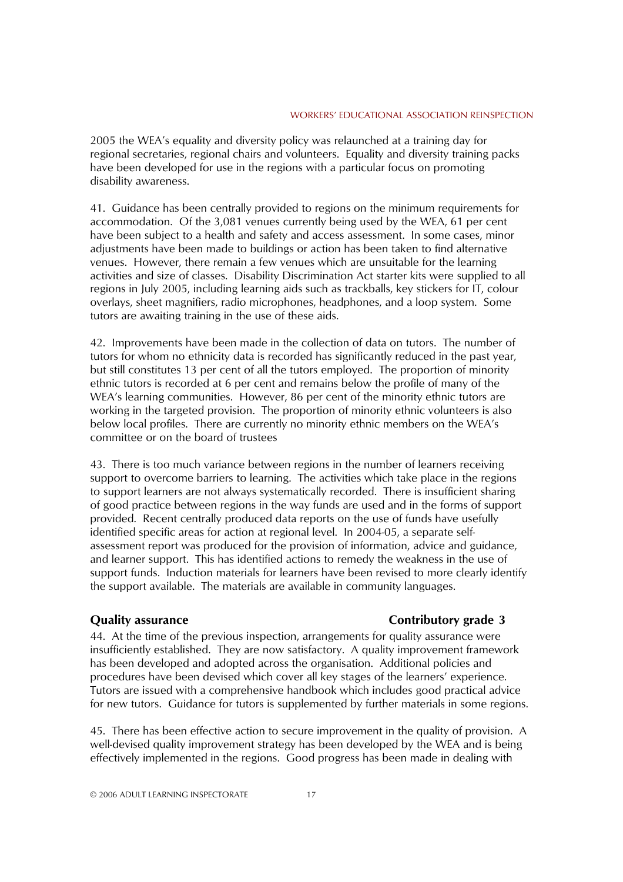2005 the WEA's equality and diversity policy was relaunched at a training day for regional secretaries, regional chairs and volunteers. Equality and diversity training packs have been developed for use in the regions with a particular focus on promoting disability awareness.

41. Guidance has been centrally provided to regions on the minimum requirements for accommodation. Of the 3,081 venues currently being used by the WEA, 61 per cent have been subject to a health and safety and access assessment. In some cases, minor adjustments have been made to buildings or action has been taken to find alternative venues. However, there remain a few venues which are unsuitable for the learning activities and size of classes. Disability Discrimination Act starter kits were supplied to all regions in July 2005, including learning aids such as trackballs, key stickers for IT, colour overlays, sheet magnifiers, radio microphones, headphones, and a loop system. Some tutors are awaiting training in the use of these aids.

42. Improvements have been made in the collection of data on tutors. The number of tutors for whom no ethnicity data is recorded has significantly reduced in the past year, but still constitutes 13 per cent of all the tutors employed. The proportion of minority ethnic tutors is recorded at 6 per cent and remains below the profile of many of the WEA's learning communities. However, 86 per cent of the minority ethnic tutors are working in the targeted provision. The proportion of minority ethnic volunteers is also below local profiles. There are currently no minority ethnic members on the WEA's committee or on the board of trustees

43. There is too much variance between regions in the number of learners receiving support to overcome barriers to learning. The activities which take place in the regions to support learners are not always systematically recorded. There is insufficient sharing of good practice between regions in the way funds are used and in the forms of support provided. Recent centrally produced data reports on the use of funds have usefully identified specific areas for action at regional level. In 2004-05, a separate self-assessment report was produced for the provision of information, advice and guidance, and learner support. This has identified actions to remedy the weakness in the use of support funds. Induction materials for learners have been revised to more clearly identify the support available. The materials are available in community languages.

### Quality assurance — Contributory grade 3

44. At the time of the previous inspection, arrangements for quality assurance were insufficiently established. They are now satisfactory. A quality improvement framework has been developed and adopted across the organisation. Additional policies and procedures have been devised which cover all key stages of the learners' experience. Tutors are issued with a comprehensive handbook which includes good practical advice for new tutors. Guidance for tutors is supplemented by further materials in some regions.

45. There has been effective action to secure improvement in the quality of provision. A well-devised quality improvement strategy has been developed by the WEA and is being effectively implemented in the regions. Good progress has been made in dealing with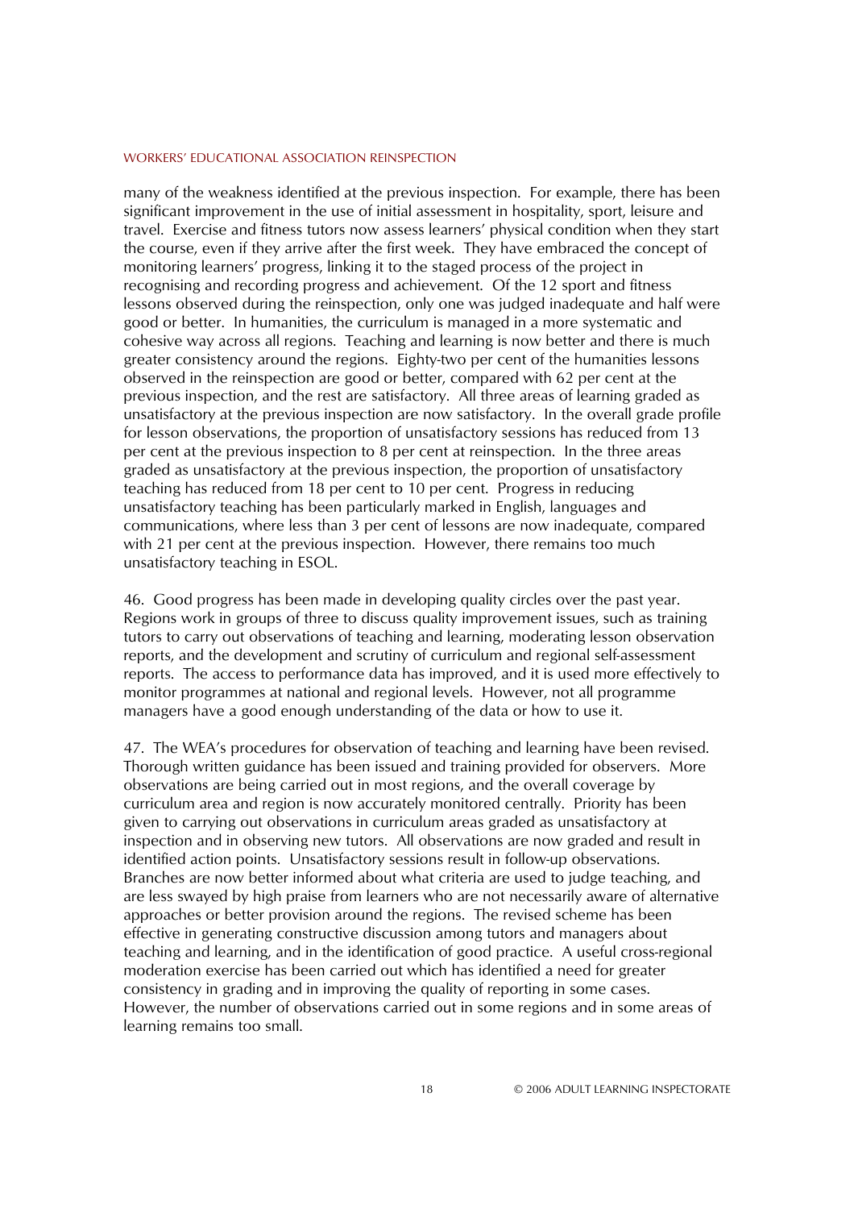many of the weakness identified at the previous inspection. For example, there has been significant improvement in the use of initial assessment in hospitality, sport, leisure and travel. Exercise and fitness tutors now assess learners' physical condition when they start the course, even if they arrive after the first week. They have embraced the concept of monitoring learners' progress, linking it to the staged process of the project in recognising and recording progress and achievement. Of the 12 sport and fitness lessons observed during the reinspection, only one was judged inadequate and half were good or better. In humanities, the curriculum is managed in a more systematic and cohesive way across all regions. Teaching and learning is now better and there is much greater consistency around the regions. Eighty-two per cent of the humanities lessons observed in the reinspection are good or better, compared with 62 per cent at the previous inspection, and the rest are satisfactory. All three areas of learning graded as unsatisfactory at the previous inspection are now satisfactory. In the overall grade profile for lesson observations, the proportion of unsatisfactory sessions has reduced from 13 per cent at the previous inspection to 8 per cent at reinspection. In the three areas graded as unsatisfactory at the previous inspection, the proportion of unsatisfactory teaching has reduced from 18 per cent to 10 per cent. Progress in reducing unsatisfactory teaching has been particularly marked in English, languages and communications, where less than 3 per cent of lessons are now inadequate, compared with 21 per cent at the previous inspection. However, there remains too much unsatisfactory teaching in ESOL.

46. Good progress has been made in developing quality circles over the past year. Regions work in groups of three to discuss quality improvement issues, such as training tutors to carry out observations of teaching and learning, moderating lesson observation reports, and the development and scrutiny of curriculum and regional self-assessment reports. The access to performance data has improved, and it is used more effectively to monitor programmes at national and regional levels. However, not all programme managers have a good enough understanding of the data or how to use it.

47. The WEA's procedures for observation of teaching and learning have been revised. Thorough written guidance has been issued and training provided for observers. More observations are being carried out in most regions, and the overall coverage by curriculum area and region is now accurately monitored centrally. Priority has been given to carrying out observations in curriculum areas graded as unsatisfactory at inspection and in observing new tutors. All observations are now graded and result in identified action points. Unsatisfactory sessions result in follow-up observations. Branches are now better informed about what criteria are used to judge teaching, and are less swayed by high praise from learners who are not necessarily aware of alternative approaches or better provision around the regions. The revised scheme has been effective in generating constructive discussion among tutors and managers about teaching and learning, and in the identification of good practice. A useful cross-regional moderation exercise has been carried out which has identified a need for greater consistency in grading and in improving the quality of reporting in some cases. However, the number of observations carried out in some regions and in some areas of learning remains too small.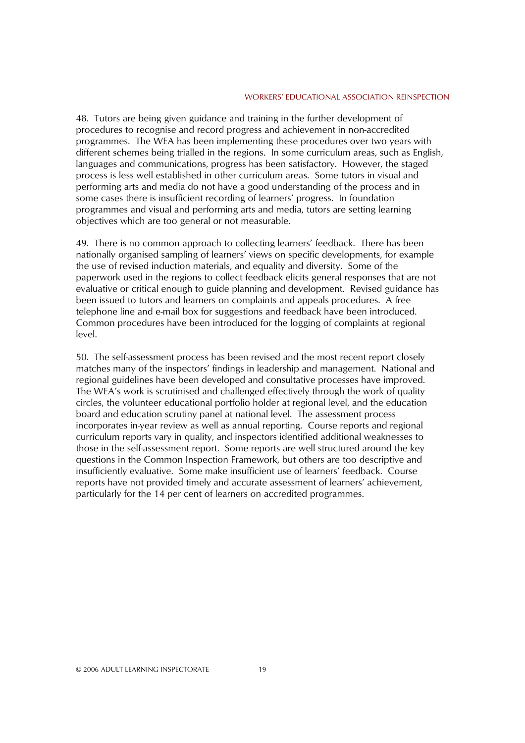48. Tutors are being given guidance and training in the further development of procedures to recognise and record progress and achievement in non-accredited programmes. The WEA has been implementing these procedures over two years with different schemes being trialled in the regions. In some curriculum areas, such as English, languages and communications, progress has been satisfactory. However, the staged process is less well established in other curriculum areas. Some tutors in visual and performing arts and media do not have a good understanding of the process and in some cases there is insufficient recording of learners' progress. In foundation programmes and visual and performing arts and media, tutors are setting learning objectives which are too general or not measurable.

49. There is no common approach to collecting learners' feedback. There has been nationally organised sampling of learners' views on specific developments, for example the use of revised induction materials, and equality and diversity. Some of the paperwork used in the regions to collect feedback elicits general responses that are not evaluative or critical enough to guide planning and development. Revised guidance has been issued to tutors and learners on complaints and appeals procedures. A free telephone line and e-mail box for suggestions and feedback have been introduced. Common procedures have been introduced for the logging of complaints at regional level.

50. The self-assessment process has been revised and the most recent report closely matches many of the inspectors' findings in leadership and management. National and regional guidelines have been developed and consultative processes have improved. The WEA's work is scrutinised and challenged effectively through the work of quality circles, the volunteer educational portfolio holder at regional level, and the education board and education scrutiny panel at national level. The assessment process incorporates in-year review as well as annual reporting. Course reports and regional curriculum reports vary in quality, and inspectors identified additional weaknesses to those in the self-assessment report. Some reports are well structured around the key questions in the Common Inspection Framework, but others are too descriptive and insufficiently evaluative. Some make insufficient use of learners' feedback. Course reports have not provided timely and accurate assessment of learners' achievement, particularly for the 14 per cent of learners on accredited programmes.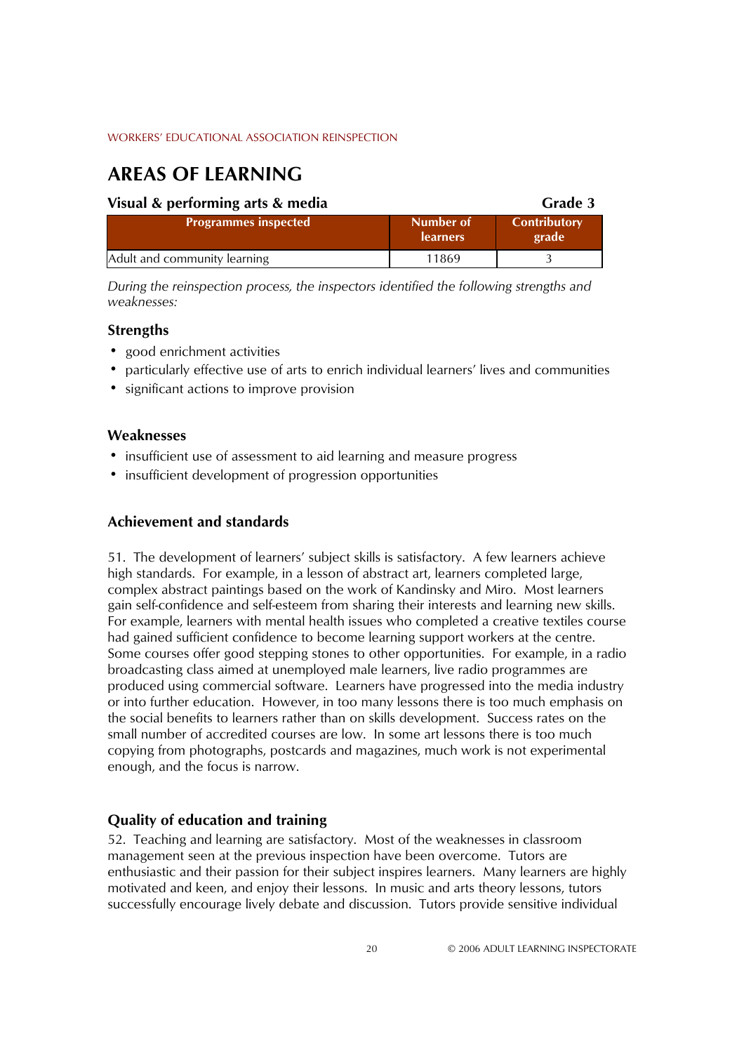# AREAS OF LEARNING

## Visual & performing arts & media — Grade 3

| Programmes inspected | Number of learners | Contributory grade |
|---|---|---|
| Adult and community learning | 11869 | 3 |

*During the reinspection process, the inspectors identified the following strengths and weaknesses:*

### Strengths

- good enrichment activities
- particularly effective use of arts to enrich individual learners' lives and communities
- significant actions to improve provision

### Weaknesses

- insufficient use of assessment to aid learning and measure progress
- insufficient development of progression opportunities

### Achievement and standards

51. The development of learners' subject skills is satisfactory. A few learners achieve high standards. For example, in a lesson of abstract art, learners completed large, complex abstract paintings based on the work of Kandinsky and Miro. Most learners gain self-confidence and self-esteem from sharing their interests and learning new skills. For example, learners with mental health issues who completed a creative textiles course had gained sufficient confidence to become learning support workers at the centre. Some courses offer good stepping stones to other opportunities. For example, in a radio broadcasting class aimed at unemployed male learners, live radio programmes are produced using commercial software. Learners have progressed into the media industry or into further education. However, in too many lessons there is too much emphasis on the social benefits to learners rather than on skills development. Success rates on the small number of accredited courses are low. In some art lessons there is too much copying from photographs, postcards and magazines, much work is not experimental enough, and the focus is narrow.

### Quality of education and training

52. Teaching and learning are satisfactory. Most of the weaknesses in classroom management seen at the previous inspection have been overcome. Tutors are enthusiastic and their passion for their subject inspires learners. Many learners are highly motivated and keen, and enjoy their lessons. In music and arts theory lessons, tutors successfully encourage lively debate and discussion. Tutors provide sensitive individual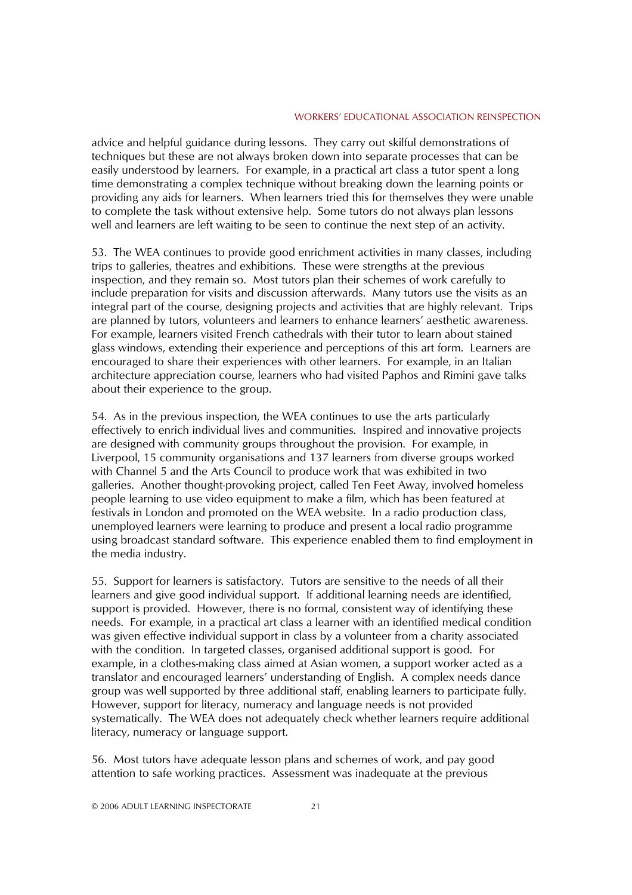advice and helpful guidance during lessons. They carry out skilful demonstrations of techniques but these are not always broken down into separate processes that can be easily understood by learners. For example, in a practical art class a tutor spent a long time demonstrating a complex technique without breaking down the learning points or providing any aids for learners. When learners tried this for themselves they were unable to complete the task without extensive help. Some tutors do not always plan lessons well and learners are left waiting to be seen to continue the next step of an activity.

53. The WEA continues to provide good enrichment activities in many classes, including trips to galleries, theatres and exhibitions. These were strengths at the previous inspection, and they remain so. Most tutors plan their schemes of work carefully to include preparation for visits and discussion afterwards. Many tutors use the visits as an integral part of the course, designing projects and activities that are highly relevant. Trips are planned by tutors, volunteers and learners to enhance learners' aesthetic awareness. For example, learners visited French cathedrals with their tutor to learn about stained glass windows, extending their experience and perceptions of this art form. Learners are encouraged to share their experiences with other learners. For example, in an Italian architecture appreciation course, learners who had visited Paphos and Rimini gave talks about their experience to the group.

54. As in the previous inspection, the WEA continues to use the arts particularly effectively to enrich individual lives and communities. Inspired and innovative projects are designed with community groups throughout the provision. For example, in Liverpool, 15 community organisations and 137 learners from diverse groups worked with Channel 5 and the Arts Council to produce work that was exhibited in two galleries. Another thought-provoking project, called Ten Feet Away, involved homeless people learning to use video equipment to make a film, which has been featured at festivals in London and promoted on the WEA website. In a radio production class, unemployed learners were learning to produce and present a local radio programme using broadcast standard software. This experience enabled them to find employment in the media industry.

55. Support for learners is satisfactory. Tutors are sensitive to the needs of all their learners and give good individual support. If additional learning needs are identified, support is provided. However, there is no formal, consistent way of identifying these needs. For example, in a practical art class a learner with an identified medical condition was given effective individual support in class by a volunteer from a charity associated with the condition. In targeted classes, organised additional support is good. For example, in a clothes-making class aimed at Asian women, a support worker acted as a translator and encouraged learners' understanding of English. A complex needs dance group was well supported by three additional staff, enabling learners to participate fully. However, support for literacy, numeracy and language needs is not provided systematically. The WEA does not adequately check whether learners require additional literacy, numeracy or language support.

56. Most tutors have adequate lesson plans and schemes of work, and pay good attention to safe working practices. Assessment was inadequate at the previous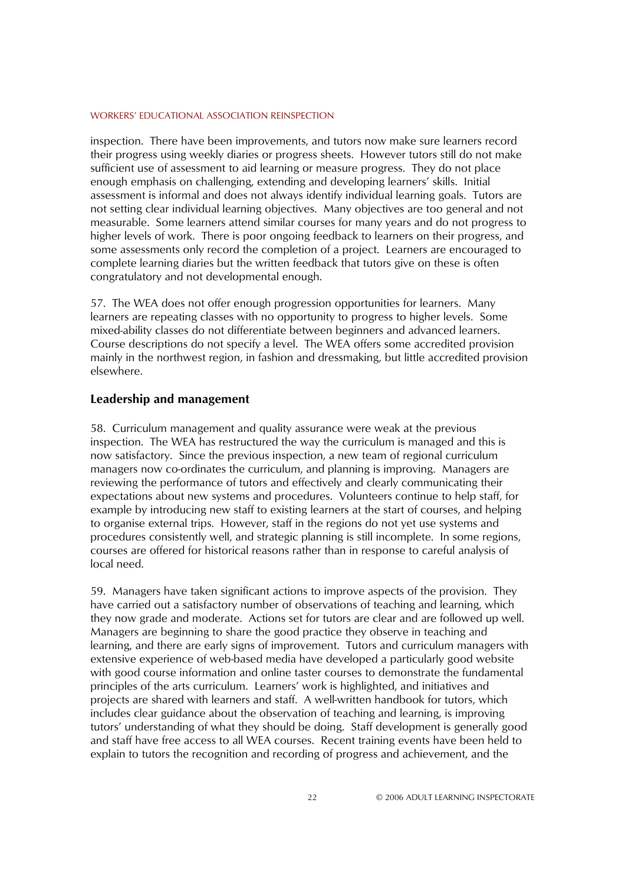inspection. There have been improvements, and tutors now make sure learners record their progress using weekly diaries or progress sheets. However tutors still do not make sufficient use of assessment to aid learning or measure progress. They do not place enough emphasis on challenging, extending and developing learners' skills. Initial assessment is informal and does not always identify individual learning goals. Tutors are not setting clear individual learning objectives. Many objectives are too general and not measurable. Some learners attend similar courses for many years and do not progress to higher levels of work. There is poor ongoing feedback to learners on their progress, and some assessments only record the completion of a project. Learners are encouraged to complete learning diaries but the written feedback that tutors give on these is often congratulatory and not developmental enough.

57. The WEA does not offer enough progression opportunities for learners. Many learners are repeating classes with no opportunity to progress to higher levels. Some mixed-ability classes do not differentiate between beginners and advanced learners. Course descriptions do not specify a level. The WEA offers some accredited provision mainly in the northwest region, in fashion and dressmaking, but little accredited provision elsewhere.

### Leadership and management

58. Curriculum management and quality assurance were weak at the previous inspection. The WEA has restructured the way the curriculum is managed and this is now satisfactory. Since the previous inspection, a new team of regional curriculum managers now co-ordinates the curriculum, and planning is improving. Managers are reviewing the performance of tutors and effectively and clearly communicating their expectations about new systems and procedures. Volunteers continue to help staff, for example by introducing new staff to existing learners at the start of courses, and helping to organise external trips. However, staff in the regions do not yet use systems and procedures consistently well, and strategic planning is still incomplete. In some regions, courses are offered for historical reasons rather than in response to careful analysis of local need.

59. Managers have taken significant actions to improve aspects of the provision. They have carried out a satisfactory number of observations of teaching and learning, which they now grade and moderate. Actions set for tutors are clear and are followed up well. Managers are beginning to share the good practice they observe in teaching and learning, and there are early signs of improvement. Tutors and curriculum managers with extensive experience of web-based media have developed a particularly good website with good course information and online taster courses to demonstrate the fundamental principles of the arts curriculum. Learners' work is highlighted, and initiatives and projects are shared with learners and staff. A well-written handbook for tutors, which includes clear guidance about the observation of teaching and learning, is improving tutors' understanding of what they should be doing. Staff development is generally good and staff have free access to all WEA courses. Recent training events have been held to explain to tutors the recognition and recording of progress and achievement, and the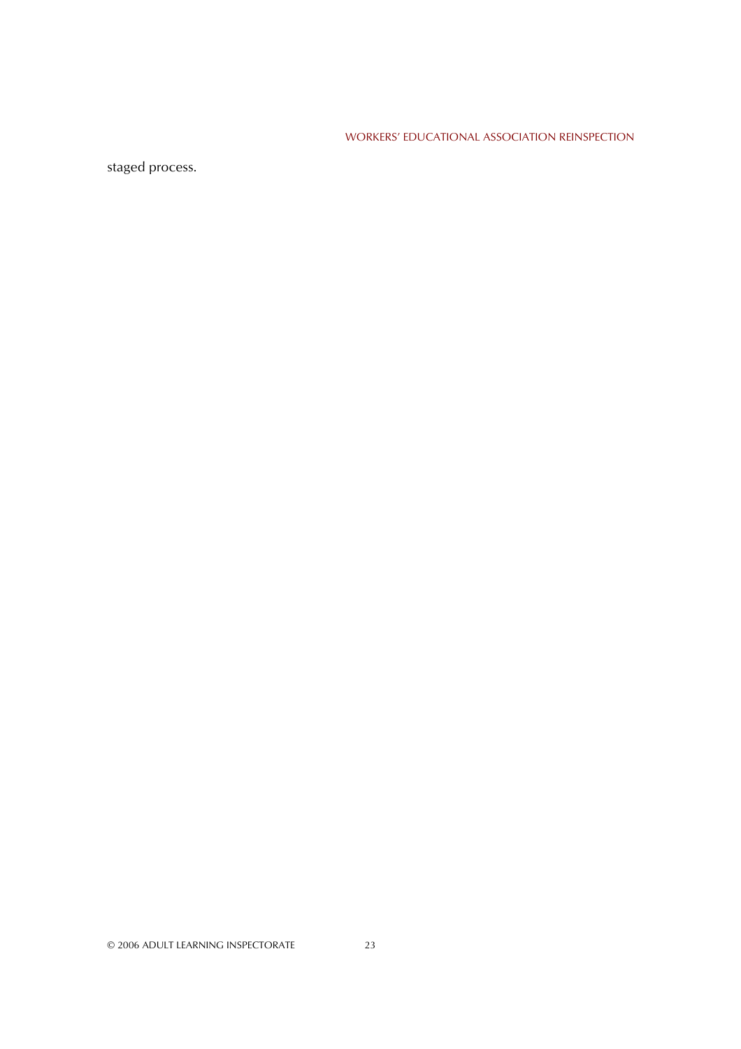staged process.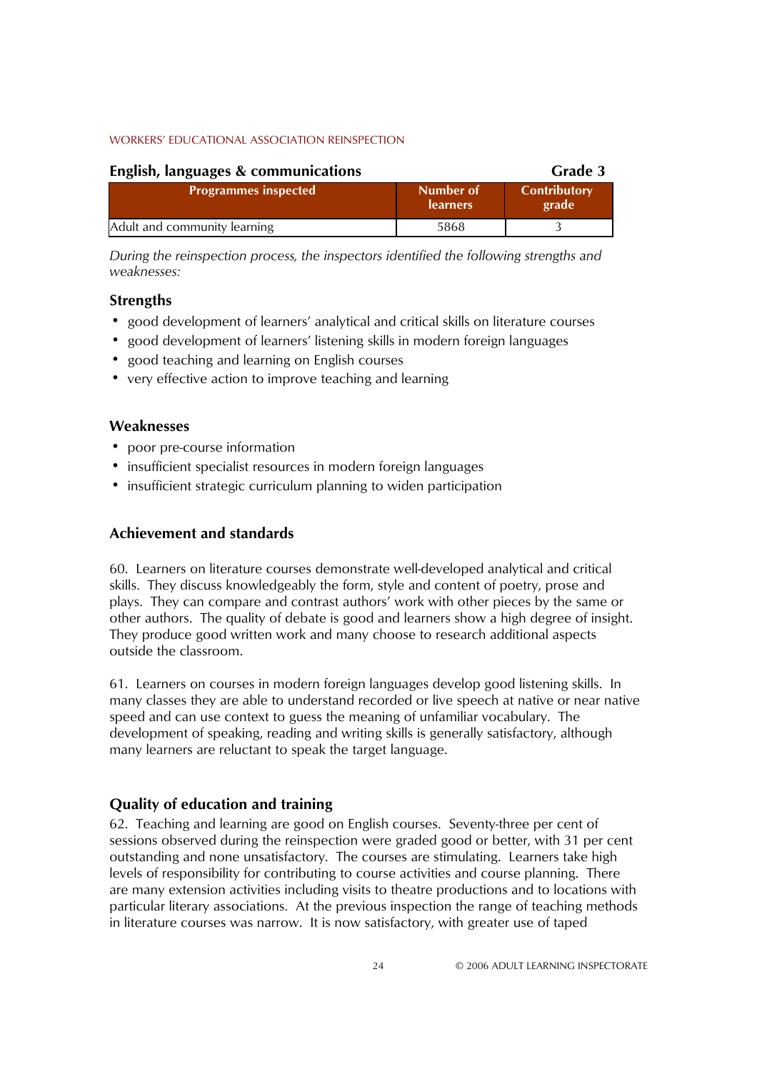## English, languages & communications — Grade 3

| Programmes inspected | Number of learners | Contributory grade |
|---|---|---|
| Adult and community learning | 5868 | 3 |

*During the reinspection process, the inspectors identified the following strengths and weaknesses:*

### Strengths

- good development of learners' analytical and critical skills on literature courses
- good development of learners' listening skills in modern foreign languages
- good teaching and learning on English courses
- very effective action to improve teaching and learning

### Weaknesses

- poor pre-course information
- insufficient specialist resources in modern foreign languages
- insufficient strategic curriculum planning to widen participation

### Achievement and standards

60. Learners on literature courses demonstrate well-developed analytical and critical skills. They discuss knowledgeably the form, style and content of poetry, prose and plays. They can compare and contrast authors' work with other pieces by the same or other authors. The quality of debate is good and learners show a high degree of insight. They produce good written work and many choose to research additional aspects outside the classroom.

61. Learners on courses in modern foreign languages develop good listening skills. In many classes they are able to understand recorded or live speech at native or near native speed and can use context to guess the meaning of unfamiliar vocabulary. The development of speaking, reading and writing skills is generally satisfactory, although many learners are reluctant to speak the target language.

### Quality of education and training

62. Teaching and learning are good on English courses. Seventy-three per cent of sessions observed during the reinspection were graded good or better, with 31 per cent outstanding and none unsatisfactory. The courses are stimulating. Learners take high levels of responsibility for contributing to course activities and course planning. There are many extension activities including visits to theatre productions and to locations with particular literary associations. At the previous inspection the range of teaching methods in literature courses was narrow. It is now satisfactory, with greater use of taped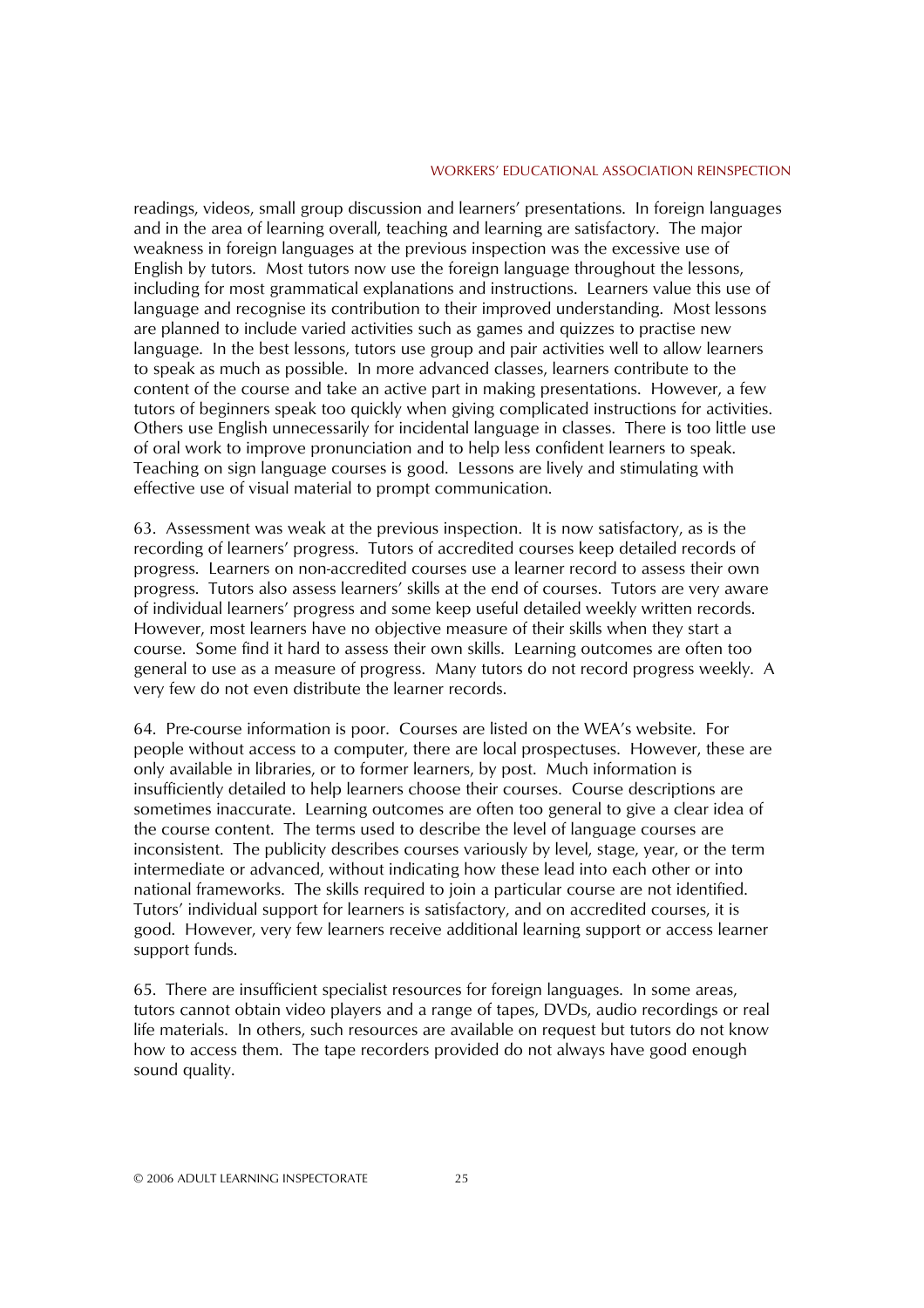readings, videos, small group discussion and learners' presentations. In foreign languages and in the area of learning overall, teaching and learning are satisfactory. The major weakness in foreign languages at the previous inspection was the excessive use of English by tutors. Most tutors now use the foreign language throughout the lessons, including for most grammatical explanations and instructions. Learners value this use of language and recognise its contribution to their improved understanding. Most lessons are planned to include varied activities such as games and quizzes to practise new language. In the best lessons, tutors use group and pair activities well to allow learners to speak as much as possible. In more advanced classes, learners contribute to the content of the course and take an active part in making presentations. However, a few tutors of beginners speak too quickly when giving complicated instructions for activities. Others use English unnecessarily for incidental language in classes. There is too little use of oral work to improve pronunciation and to help less confident learners to speak. Teaching on sign language courses is good. Lessons are lively and stimulating with effective use of visual material to prompt communication.

63. Assessment was weak at the previous inspection. It is now satisfactory, as is the recording of learners' progress. Tutors of accredited courses keep detailed records of progress. Learners on non-accredited courses use a learner record to assess their own progress. Tutors also assess learners' skills at the end of courses. Tutors are very aware of individual learners' progress and some keep useful detailed weekly written records. However, most learners have no objective measure of their skills when they start a course. Some find it hard to assess their own skills. Learning outcomes are often too general to use as a measure of progress. Many tutors do not record progress weekly. A very few do not even distribute the learner records.

64. Pre-course information is poor. Courses are listed on the WEA's website. For people without access to a computer, there are local prospectuses. However, these are only available in libraries, or to former learners, by post. Much information is insufficiently detailed to help learners choose their courses. Course descriptions are sometimes inaccurate. Learning outcomes are often too general to give a clear idea of the course content. The terms used to describe the level of language courses are inconsistent. The publicity describes courses variously by level, stage, year, or the term intermediate or advanced, without indicating how these lead into each other or into national frameworks. The skills required to join a particular course are not identified. Tutors' individual support for learners is satisfactory, and on accredited courses, it is good. However, very few learners receive additional learning support or access learner support funds.

65. There are insufficient specialist resources for foreign languages. In some areas, tutors cannot obtain video players and a range of tapes, DVDs, audio recordings or real life materials. In others, such resources are available on request but tutors do not know how to access them. The tape recorders provided do not always have good enough sound quality.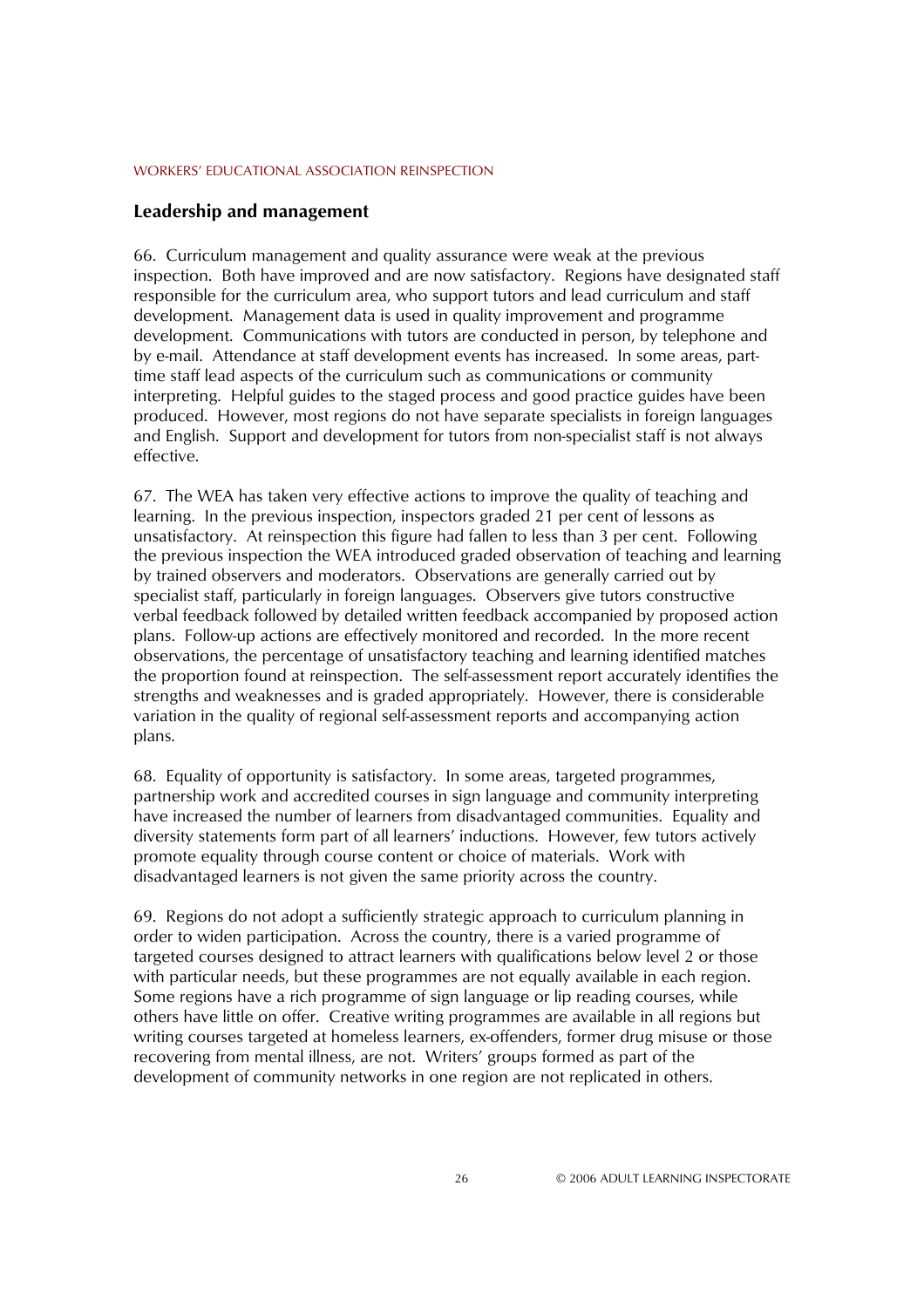## Leadership and management

66. Curriculum management and quality assurance were weak at the previous inspection. Both have improved and are now satisfactory. Regions have designated staff responsible for the curriculum area, who support tutors and lead curriculum and staff development. Management data is used in quality improvement and programme development. Communications with tutors are conducted in person, by telephone and by e-mail. Attendance at staff development events has increased. In some areas, part-time staff lead aspects of the curriculum such as communications or community interpreting. Helpful guides to the staged process and good practice guides have been produced. However, most regions do not have separate specialists in foreign languages and English. Support and development for tutors from non-specialist staff is not always effective.

67. The WEA has taken very effective actions to improve the quality of teaching and learning. In the previous inspection, inspectors graded 21 per cent of lessons as unsatisfactory. At reinspection this figure had fallen to less than 3 per cent. Following the previous inspection the WEA introduced graded observation of teaching and learning by trained observers and moderators. Observations are generally carried out by specialist staff, particularly in foreign languages. Observers give tutors constructive verbal feedback followed by detailed written feedback accompanied by proposed action plans. Follow-up actions are effectively monitored and recorded. In the more recent observations, the percentage of unsatisfactory teaching and learning identified matches the proportion found at reinspection. The self-assessment report accurately identifies the strengths and weaknesses and is graded appropriately. However, there is considerable variation in the quality of regional self-assessment reports and accompanying action plans.

68. Equality of opportunity is satisfactory. In some areas, targeted programmes, partnership work and accredited courses in sign language and community interpreting have increased the number of learners from disadvantaged communities. Equality and diversity statements form part of all learners' inductions. However, few tutors actively promote equality through course content or choice of materials. Work with disadvantaged learners is not given the same priority across the country.

69. Regions do not adopt a sufficiently strategic approach to curriculum planning in order to widen participation. Across the country, there is a varied programme of targeted courses designed to attract learners with qualifications below level 2 or those with particular needs, but these programmes are not equally available in each region. Some regions have a rich programme of sign language or lip reading courses, while others have little on offer. Creative writing programmes are available in all regions but writing courses targeted at homeless learners, ex-offenders, former drug misuse or those recovering from mental illness, are not. Writers' groups formed as part of the development of community networks in one region are not replicated in others.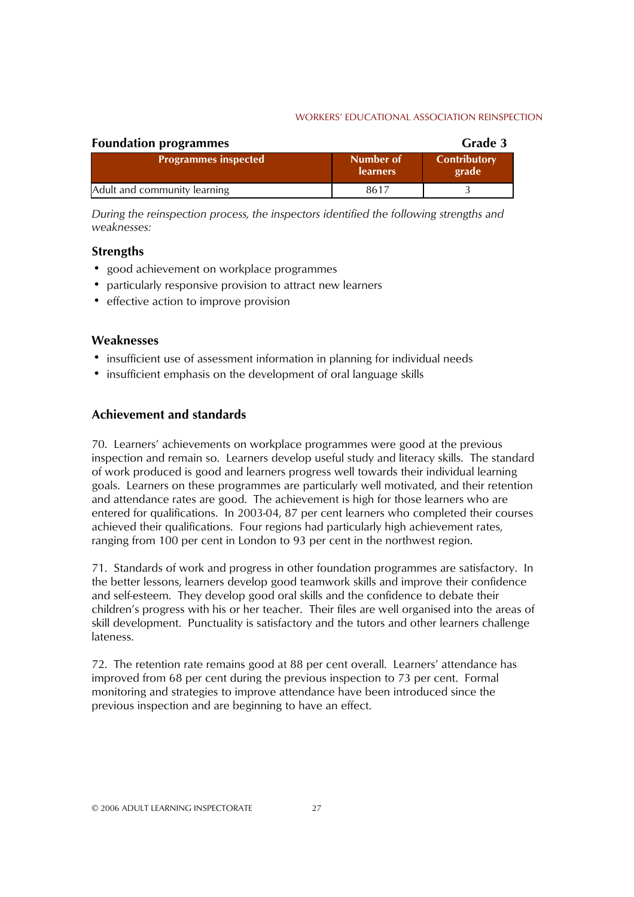## Foundation programmes — Grade 3

| Programmes inspected | Number of learners | Contributory grade |
|---|---|---|
| Adult and community learning | 8617 | 3 |

*During the reinspection process, the inspectors identified the following strengths and weaknesses:*

### Strengths

- good achievement on workplace programmes
- particularly responsive provision to attract new learners
- effective action to improve provision

### Weaknesses

- insufficient use of assessment information in planning for individual needs
- insufficient emphasis on the development of oral language skills

### Achievement and standards

70. Learners' achievements on workplace programmes were good at the previous inspection and remain so. Learners develop useful study and literacy skills. The standard of work produced is good and learners progress well towards their individual learning goals. Learners on these programmes are particularly well motivated, and their retention and attendance rates are good. The achievement is high for those learners who are entered for qualifications. In 2003-04, 87 per cent learners who completed their courses achieved their qualifications. Four regions had particularly high achievement rates, ranging from 100 per cent in London to 93 per cent in the northwest region.

71. Standards of work and progress in other foundation programmes are satisfactory. In the better lessons, learners develop good teamwork skills and improve their confidence and self-esteem. They develop good oral skills and the confidence to debate their children's progress with his or her teacher. Their files are well organised into the areas of skill development. Punctuality is satisfactory and the tutors and other learners challenge lateness.

72. The retention rate remains good at 88 per cent overall. Learners' attendance has improved from 68 per cent during the previous inspection to 73 per cent. Formal monitoring and strategies to improve attendance have been introduced since the previous inspection and are beginning to have an effect.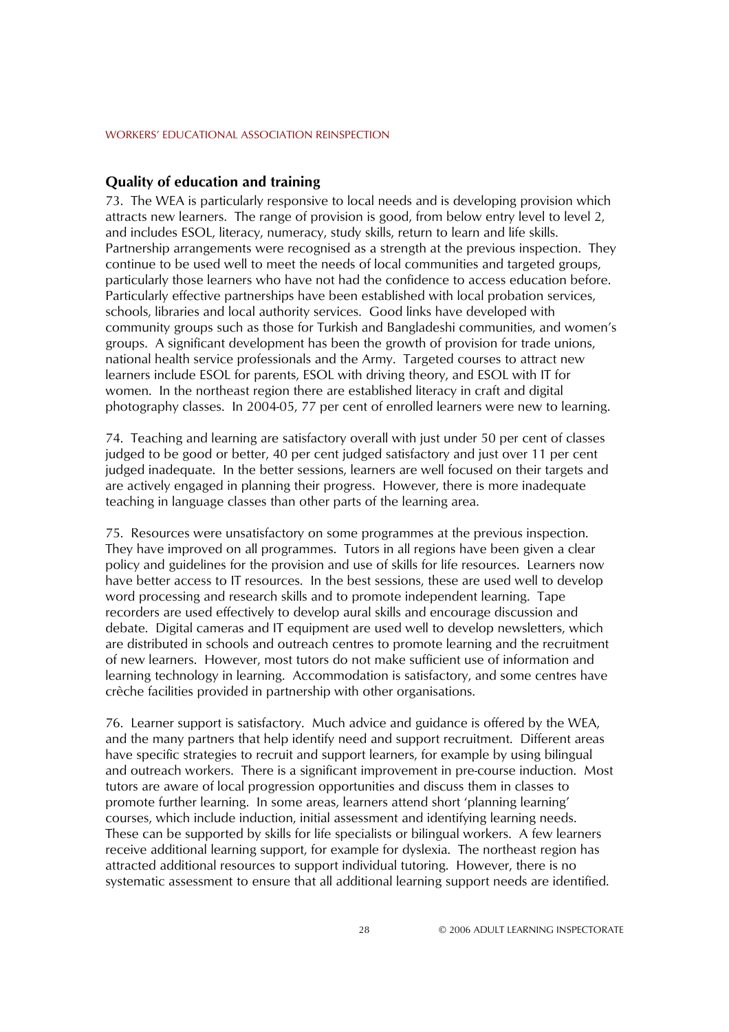### Quality of education and training

73. The WEA is particularly responsive to local needs and is developing provision which attracts new learners. The range of provision is good, from below entry level to level 2, and includes ESOL, literacy, numeracy, study skills, return to learn and life skills. Partnership arrangements were recognised as a strength at the previous inspection. They continue to be used well to meet the needs of local communities and targeted groups, particularly those learners who have not had the confidence to access education before. Particularly effective partnerships have been established with local probation services, schools, libraries and local authority services. Good links have developed with community groups such as those for Turkish and Bangladeshi communities, and women's groups. A significant development has been the growth of provision for trade unions, national health service professionals and the Army. Targeted courses to attract new learners include ESOL for parents, ESOL with driving theory, and ESOL with IT for women. In the northeast region there are established literacy in craft and digital photography classes. In 2004-05, 77 per cent of enrolled learners were new to learning.

74. Teaching and learning are satisfactory overall with just under 50 per cent of classes judged to be good or better, 40 per cent judged satisfactory and just over 11 per cent judged inadequate. In the better sessions, learners are well focused on their targets and are actively engaged in planning their progress. However, there is more inadequate teaching in language classes than other parts of the learning area.

75. Resources were unsatisfactory on some programmes at the previous inspection. They have improved on all programmes. Tutors in all regions have been given a clear policy and guidelines for the provision and use of skills for life resources. Learners now have better access to IT resources. In the best sessions, these are used well to develop word processing and research skills and to promote independent learning. Tape recorders are used effectively to develop aural skills and encourage discussion and debate. Digital cameras and IT equipment are used well to develop newsletters, which are distributed in schools and outreach centres to promote learning and the recruitment of new learners. However, most tutors do not make sufficient use of information and learning technology in learning. Accommodation is satisfactory, and some centres have crèche facilities provided in partnership with other organisations.

76. Learner support is satisfactory. Much advice and guidance is offered by the WEA, and the many partners that help identify need and support recruitment. Different areas have specific strategies to recruit and support learners, for example by using bilingual and outreach workers. There is a significant improvement in pre-course induction. Most tutors are aware of local progression opportunities and discuss them in classes to promote further learning. In some areas, learners attend short 'planning learning' courses, which include induction, initial assessment and identifying learning needs. These can be supported by skills for life specialists or bilingual workers. A few learners receive additional learning support, for example for dyslexia. The northeast region has attracted additional resources to support individual tutoring. However, there is no systematic assessment to ensure that all additional learning support needs are identified.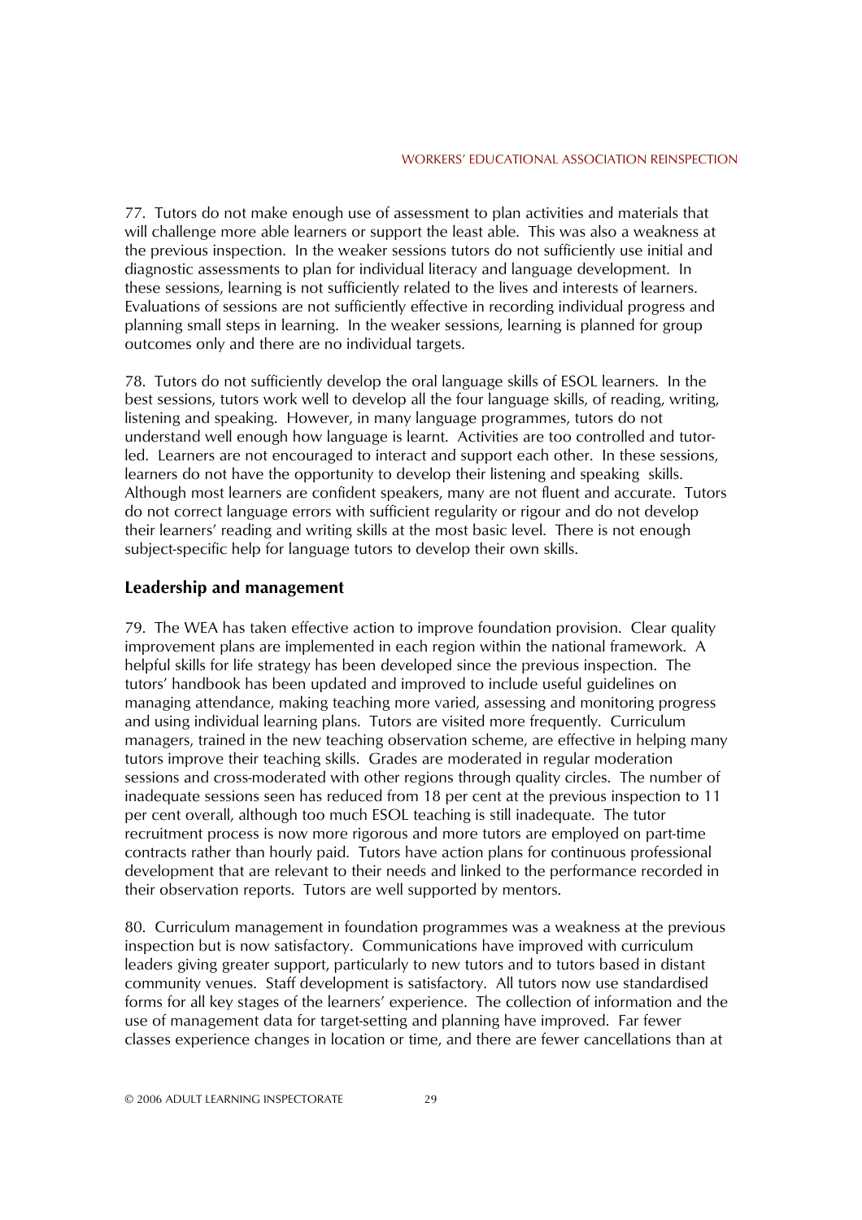77. Tutors do not make enough use of assessment to plan activities and materials that will challenge more able learners or support the least able. This was also a weakness at the previous inspection. In the weaker sessions tutors do not sufficiently use initial and diagnostic assessments to plan for individual literacy and language development. In these sessions, learning is not sufficiently related to the lives and interests of learners. Evaluations of sessions are not sufficiently effective in recording individual progress and planning small steps in learning. In the weaker sessions, learning is planned for group outcomes only and there are no individual targets.

78. Tutors do not sufficiently develop the oral language skills of ESOL learners. In the best sessions, tutors work well to develop all the four language skills, of reading, writing, listening and speaking. However, in many language programmes, tutors do not understand well enough how language is learnt. Activities are too controlled and tutor-led. Learners are not encouraged to interact and support each other. In these sessions, learners do not have the opportunity to develop their listening and speaking skills. Although most learners are confident speakers, many are not fluent and accurate. Tutors do not correct language errors with sufficient regularity or rigour and do not develop their learners' reading and writing skills at the most basic level. There is not enough subject-specific help for language tutors to develop their own skills.

### Leadership and management

79. The WEA has taken effective action to improve foundation provision. Clear quality improvement plans are implemented in each region within the national framework. A helpful skills for life strategy has been developed since the previous inspection. The tutors' handbook has been updated and improved to include useful guidelines on managing attendance, making teaching more varied, assessing and monitoring progress and using individual learning plans. Tutors are visited more frequently. Curriculum managers, trained in the new teaching observation scheme, are effective in helping many tutors improve their teaching skills. Grades are moderated in regular moderation sessions and cross-moderated with other regions through quality circles. The number of inadequate sessions seen has reduced from 18 per cent at the previous inspection to 11 per cent overall, although too much ESOL teaching is still inadequate. The tutor recruitment process is now more rigorous and more tutors are employed on part-time contracts rather than hourly paid. Tutors have action plans for continuous professional development that are relevant to their needs and linked to the performance recorded in their observation reports. Tutors are well supported by mentors.

80. Curriculum management in foundation programmes was a weakness at the previous inspection but is now satisfactory. Communications have improved with curriculum leaders giving greater support, particularly to new tutors and to tutors based in distant community venues. Staff development is satisfactory. All tutors now use standardised forms for all key stages of the learners' experience. The collection of information and the use of management data for target-setting and planning have improved. Far fewer classes experience changes in location or time, and there are fewer cancellations than at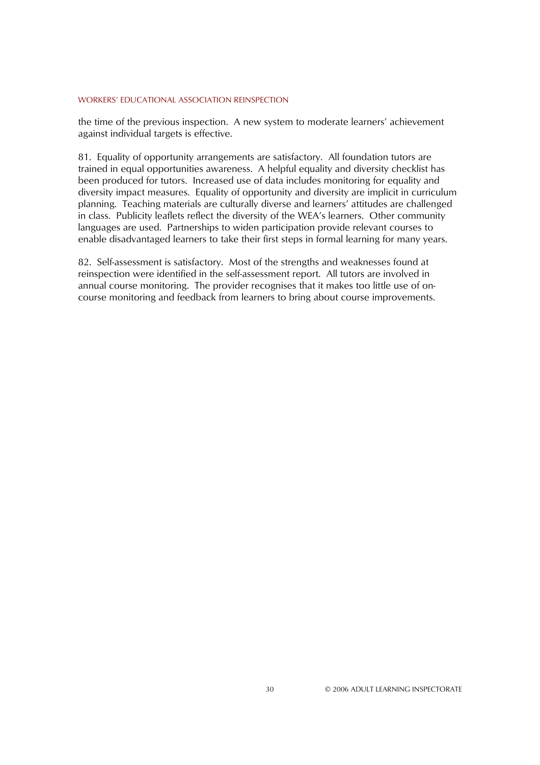the time of the previous inspection. A new system to moderate learners' achievement against individual targets is effective.

81. Equality of opportunity arrangements are satisfactory. All foundation tutors are trained in equal opportunities awareness. A helpful equality and diversity checklist has been produced for tutors. Increased use of data includes monitoring for equality and diversity impact measures. Equality of opportunity and diversity are implicit in curriculum planning. Teaching materials are culturally diverse and learners' attitudes are challenged in class. Publicity leaflets reflect the diversity of the WEA's learners. Other community languages are used. Partnerships to widen participation provide relevant courses to enable disadvantaged learners to take their first steps in formal learning for many years.

82. Self-assessment is satisfactory. Most of the strengths and weaknesses found at reinspection were identified in the self-assessment report. All tutors are involved in annual course monitoring. The provider recognises that it makes too little use of on-course monitoring and feedback from learners to bring about course improvements.